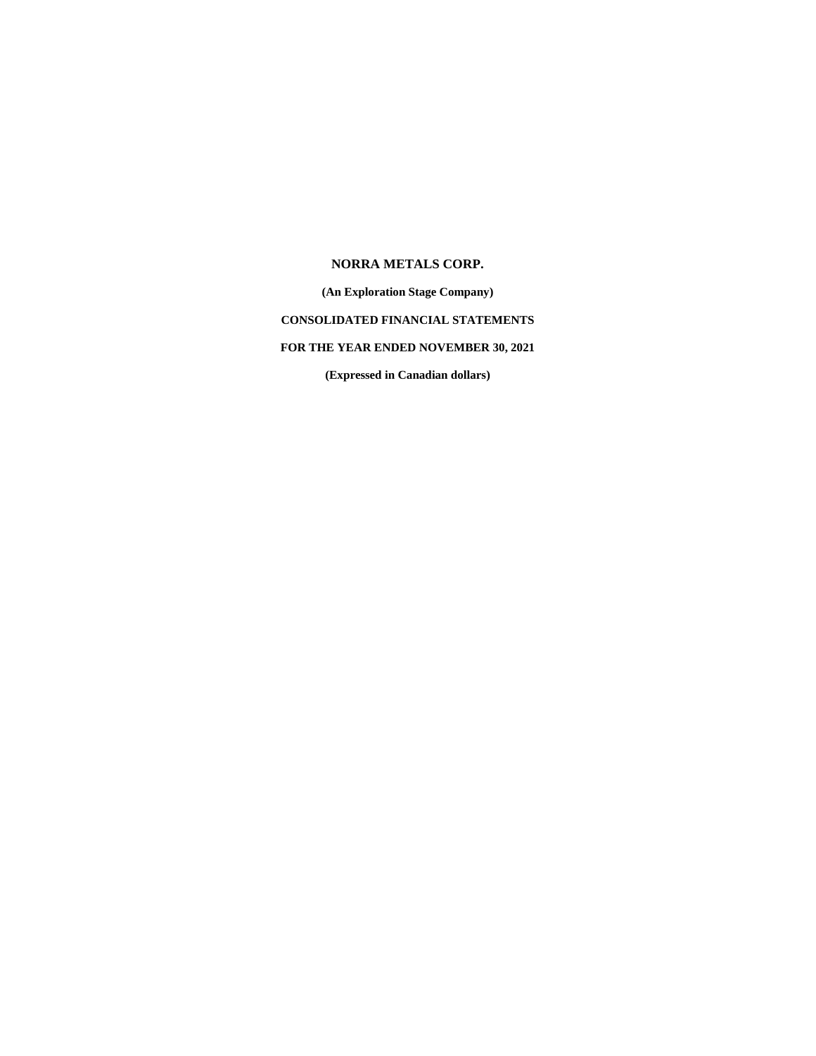# NORRA METALS CORP.

**(An Exploration Stage Company)**

**CONSOLIDATED FINANCIAL STATEMENTS**

**FOR THE YEAR ENDED NOVEMBER 30, 2021**

**(Expressed in Canadian dollars)**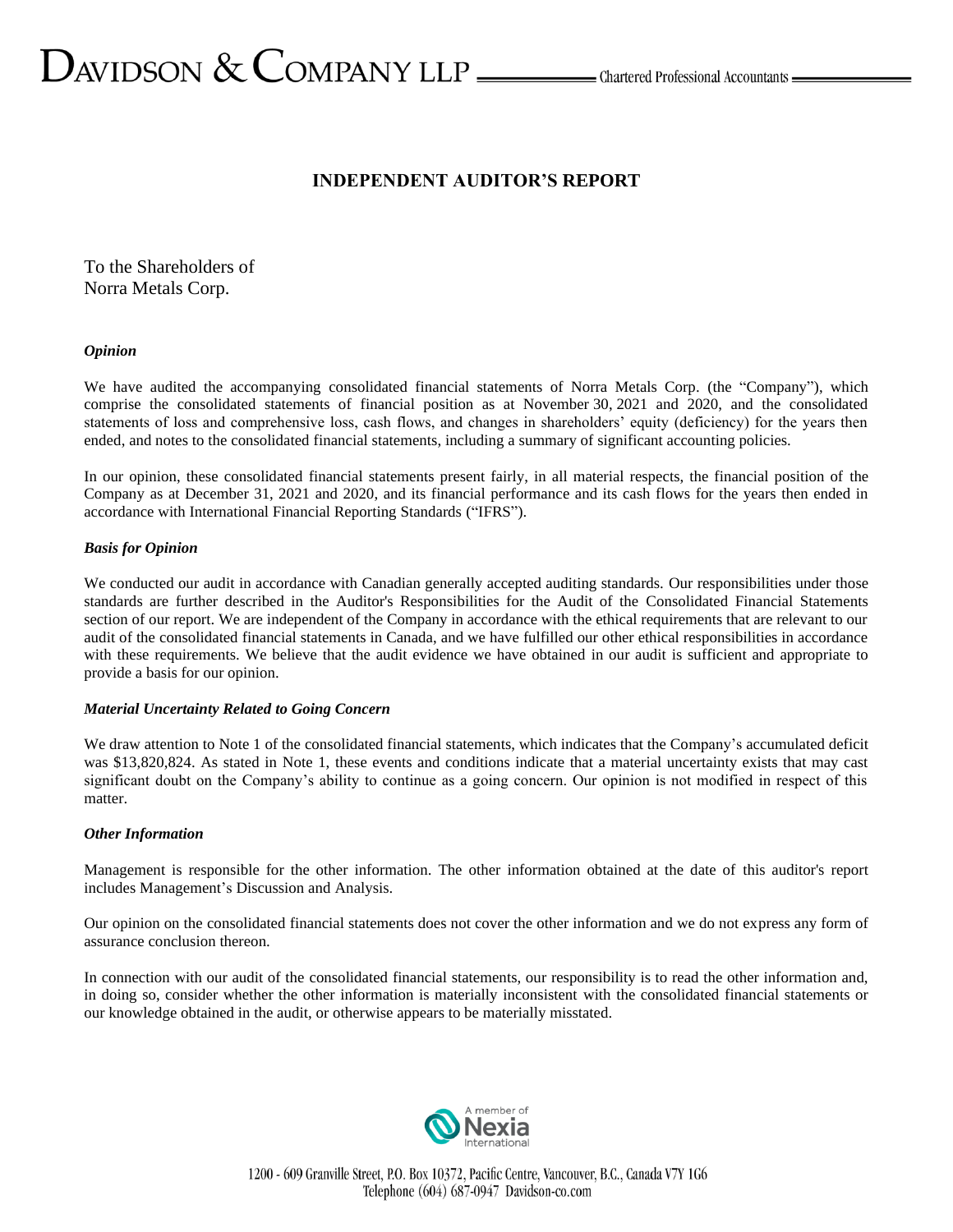# INDEPENDENT AUDITOR'S REPORT

To the Shareholders of
Norra Metals Corp.

### *Opinion*

We have audited the accompanying consolidated financial statements of Norra Metals Corp. (the "Company"), which comprise the consolidated statements of financial position as at November 30, 2021 and 2020, and the consolidated statements of loss and comprehensive loss, cash flows, and changes in shareholders' equity (deficiency) for the years then ended, and notes to the consolidated financial statements, including a summary of significant accounting policies.

In our opinion, these consolidated financial statements present fairly, in all material respects, the financial position of the Company as at December 31, 2021 and 2020, and its financial performance and its cash flows for the years then ended in accordance with International Financial Reporting Standards ("IFRS").

### *Basis for Opinion*

We conducted our audit in accordance with Canadian generally accepted auditing standards. Our responsibilities under those standards are further described in the Auditor's Responsibilities for the Audit of the Consolidated Financial Statements section of our report. We are independent of the Company in accordance with the ethical requirements that are relevant to our audit of the consolidated financial statements in Canada, and we have fulfilled our other ethical responsibilities in accordance with these requirements. We believe that the audit evidence we have obtained in our audit is sufficient and appropriate to provide a basis for our opinion.

### *Material Uncertainty Related to Going Concern*

We draw attention to Note 1 of the consolidated financial statements, which indicates that the Company's accumulated deficit was $13,820,824. As stated in Note 1, these events and conditions indicate that a material uncertainty exists that may cast significant doubt on the Company's ability to continue as a going concern. Our opinion is not modified in respect of this matter.

### *Other Information*

Management is responsible for the other information. The other information obtained at the date of this auditor's report includes Management's Discussion and Analysis.

Our opinion on the consolidated financial statements does not cover the other information and we do not express any form of assurance conclusion thereon.

In connection with our audit of the consolidated financial statements, our responsibility is to read the other information and, in doing so, consider whether the other information is materially inconsistent with the consolidated financial statements or our knowledge obtained in the audit, or otherwise appears to be materially misstated.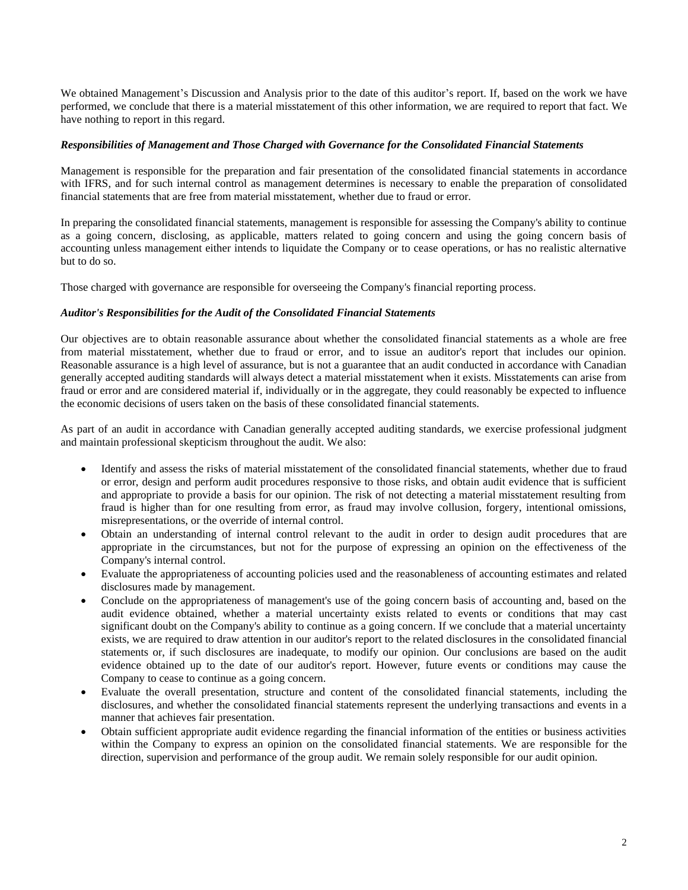We obtained Management's Discussion and Analysis prior to the date of this auditor's report. If, based on the work we have performed, we conclude that there is a material misstatement of this other information, we are required to report that fact. We have nothing to report in this regard.

***Responsibilities of Management and Those Charged with Governance for the Consolidated Financial Statements***

Management is responsible for the preparation and fair presentation of the consolidated financial statements in accordance with IFRS, and for such internal control as management determines is necessary to enable the preparation of consolidated financial statements that are free from material misstatement, whether due to fraud or error.

In preparing the consolidated financial statements, management is responsible for assessing the Company's ability to continue as a going concern, disclosing, as applicable, matters related to going concern and using the going concern basis of accounting unless management either intends to liquidate the Company or to cease operations, or has no realistic alternative but to do so.

Those charged with governance are responsible for overseeing the Company's financial reporting process.

***Auditor's Responsibilities for the Audit of the Consolidated Financial Statements***

Our objectives are to obtain reasonable assurance about whether the consolidated financial statements as a whole are free from material misstatement, whether due to fraud or error, and to issue an auditor's report that includes our opinion. Reasonable assurance is a high level of assurance, but is not a guarantee that an audit conducted in accordance with Canadian generally accepted auditing standards will always detect a material misstatement when it exists. Misstatements can arise from fraud or error and are considered material if, individually or in the aggregate, they could reasonably be expected to influence the economic decisions of users taken on the basis of these consolidated financial statements.

As part of an audit in accordance with Canadian generally accepted auditing standards, we exercise professional judgment and maintain professional skepticism throughout the audit. We also:

- Identify and assess the risks of material misstatement of the consolidated financial statements, whether due to fraud or error, design and perform audit procedures responsive to those risks, and obtain audit evidence that is sufficient and appropriate to provide a basis for our opinion. The risk of not detecting a material misstatement resulting from fraud is higher than for one resulting from error, as fraud may involve collusion, forgery, intentional omissions, misrepresentations, or the override of internal control.
- Obtain an understanding of internal control relevant to the audit in order to design audit procedures that are appropriate in the circumstances, but not for the purpose of expressing an opinion on the effectiveness of the Company's internal control.
- Evaluate the appropriateness of accounting policies used and the reasonableness of accounting estimates and related disclosures made by management.
- Conclude on the appropriateness of management's use of the going concern basis of accounting and, based on the audit evidence obtained, whether a material uncertainty exists related to events or conditions that may cast significant doubt on the Company's ability to continue as a going concern. If we conclude that a material uncertainty exists, we are required to draw attention in our auditor's report to the related disclosures in the consolidated financial statements or, if such disclosures are inadequate, to modify our opinion. Our conclusions are based on the audit evidence obtained up to the date of our auditor's report. However, future events or conditions may cause the Company to cease to continue as a going concern.
- Evaluate the overall presentation, structure and content of the consolidated financial statements, including the disclosures, and whether the consolidated financial statements represent the underlying transactions and events in a manner that achieves fair presentation.
- Obtain sufficient appropriate audit evidence regarding the financial information of the entities or business activities within the Company to express an opinion on the consolidated financial statements. We are responsible for the direction, supervision and performance of the group audit. We remain solely responsible for our audit opinion.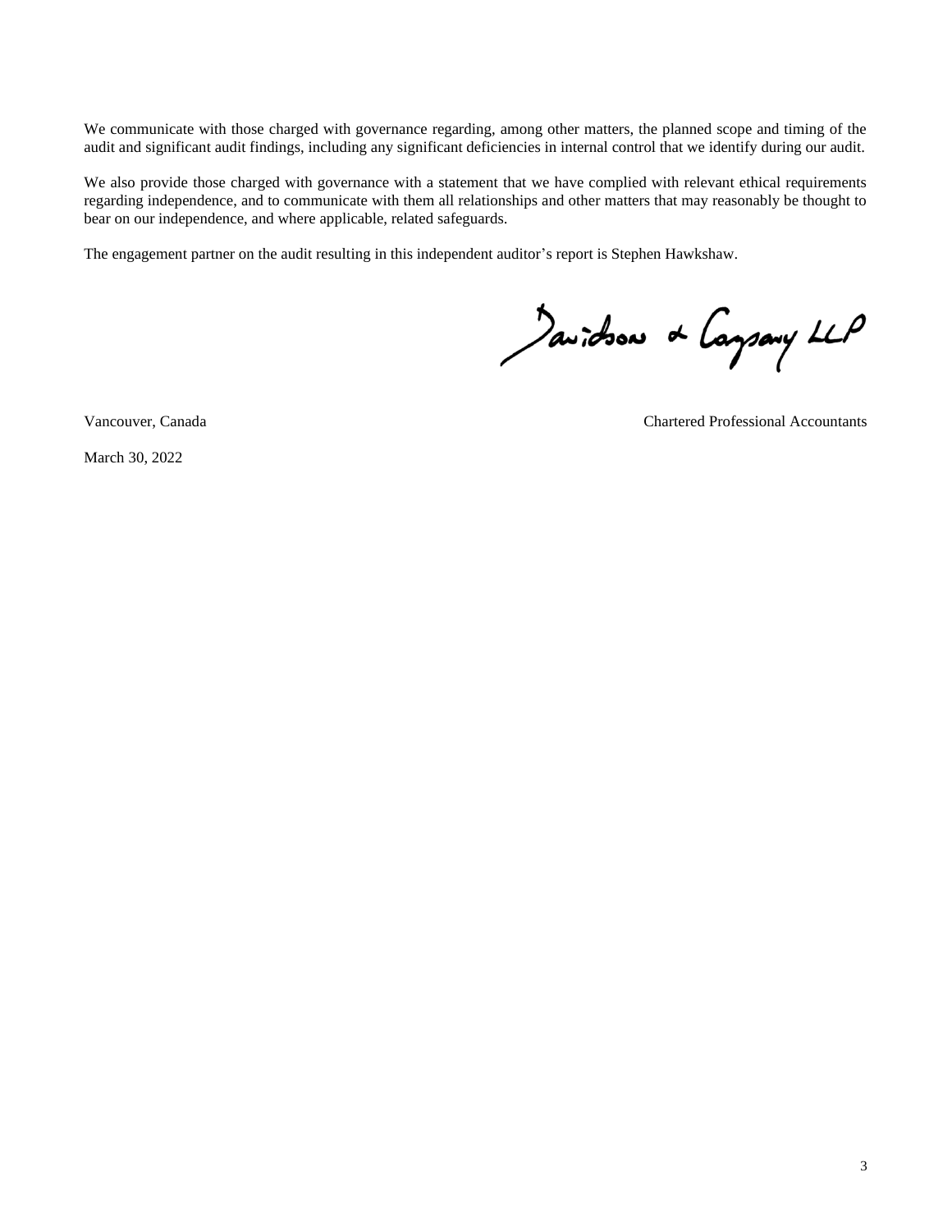We communicate with those charged with governance regarding, among other matters, the planned scope and timing of the audit and significant audit findings, including any significant deficiencies in internal control that we identify during our audit.

We also provide those charged with governance with a statement that we have complied with relevant ethical requirements regarding independence, and to communicate with them all relationships and other matters that may reasonably be thought to bear on our independence, and where applicable, related safeguards.

The engagement partner on the audit resulting in this independent auditor's report is Stephen Hawkshaw.

Davidson & Company LLP

Vancouver, Canada

Chartered Professional Accountants

March 30, 2022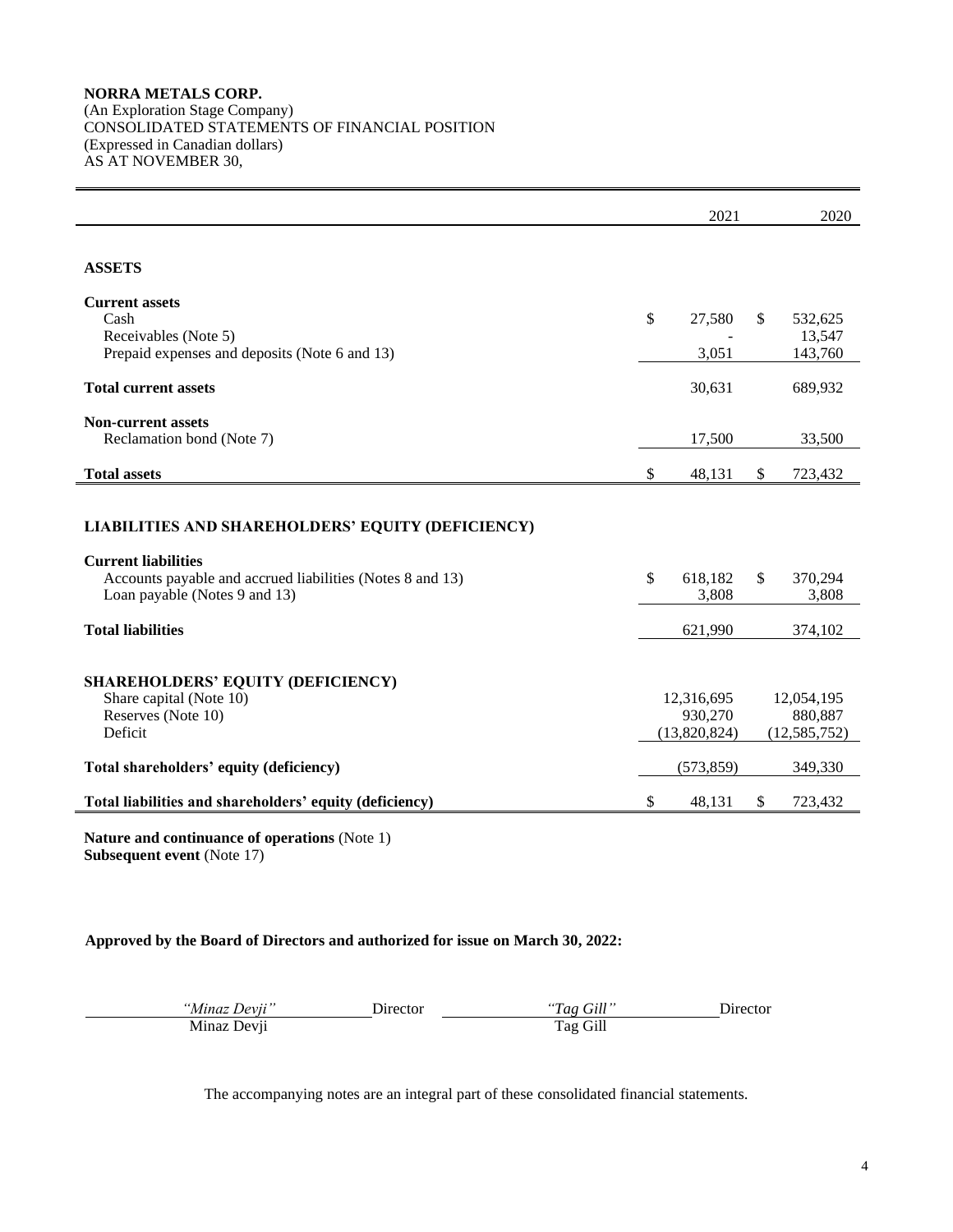**NORRA METALS CORP.**
(An Exploration Stage Company)
CONSOLIDATED STATEMENTS OF FINANCIAL POSITION
(Expressed in Canadian dollars)
AS AT NOVEMBER 30,

| | 2021 | 2020 |
|---|---|---|
| **ASSETS** | | |
| **Current assets** | | |
| Cash | $ 27,580 | $ 532,625 |
| Receivables (Note 5) | - | 13,547 |
| Prepaid expenses and deposits (Note 6 and 13) | 3,051 | 143,760 |
| **Total current assets** | 30,631 | 689,932 |
| **Non-current assets** | | |
| Reclamation bond (Note 7) | 17,500 | 33,500 |
| **Total assets** | $ 48,131 | $ 723,432 |
| **LIABILITIES AND SHAREHOLDERS' EQUITY (DEFICIENCY)** | | |
| **Current liabilities** | | |
| Accounts payable and accrued liabilities (Notes 8 and 13) | $ 618,182 | $ 370,294 |
| Loan payable (Notes 9 and 13) | 3,808 | 3,808 |
| **Total liabilities** | 621,990 | 374,102 |
| **SHAREHOLDERS' EQUITY (DEFICIENCY)** | | |
| Share capital (Note 10) | 12,316,695 | 12,054,195 |
| Reserves (Note 10) | 930,270 | 880,887 |
| Deficit | (13,820,824) | (12,585,752) |
| **Total shareholders' equity (deficiency)** | (573,859) | 349,330 |
| **Total liabilities and shareholders' equity (deficiency)** | $ 48,131 | $ 723,432 |

**Nature and continuance of operations** (Note 1)
**Subsequent event** (Note 17)

**Approved by the Board of Directors and authorized for issue on March 30, 2022:**

| | | | |
|---|---|---|---|
| *"Minaz Devji"* | Director | *"Tag Gill"* | Director |
| Minaz Devji | | Tag Gill | |

The accompanying notes are an integral part of these consolidated financial statements.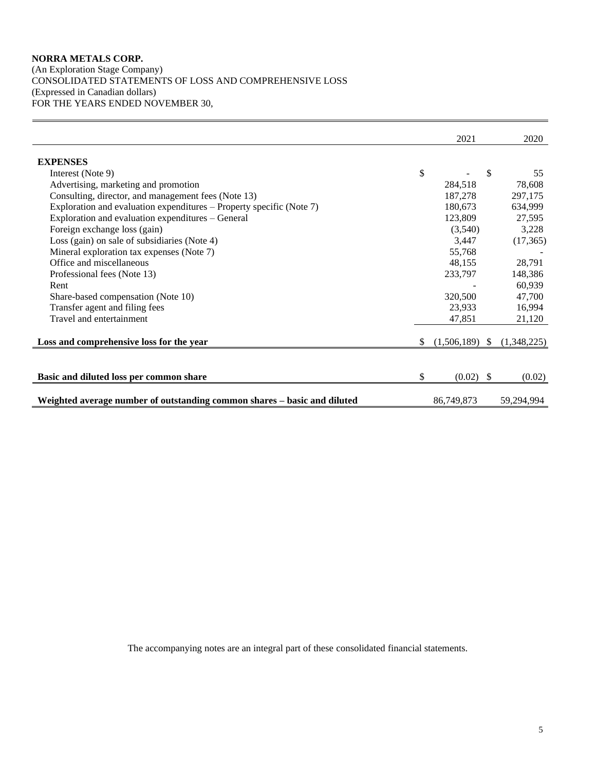**NORRA METALS CORP.**
(An Exploration Stage Company)
CONSOLIDATED STATEMENTS OF LOSS AND COMPREHENSIVE LOSS
(Expressed in Canadian dollars)
FOR THE YEARS ENDED NOVEMBER 30,

| | 2021 | 2020 |
|---|---|---|
| **EXPENSES** | | |
| Interest (Note 9) | $ - | $ 55 |
| Advertising, marketing and promotion | 284,518 | 78,608 |
| Consulting, director, and management fees (Note 13) | 187,278 | 297,175 |
| Exploration and evaluation expenditures – Property specific (Note 7) | 180,673 | 634,999 |
| Exploration and evaluation expenditures – General | 123,809 | 27,595 |
| Foreign exchange loss (gain) | (3,540) | 3,228 |
| Loss (gain) on sale of subsidiaries (Note 4) | 3,447 | (17,365) |
| Mineral exploration tax expenses (Note 7) | 55,768 | - |
| Office and miscellaneous | 48,155 | 28,791 |
| Professional fees (Note 13) | 233,797 | 148,386 |
| Rent | - | 60,939 |
| Share-based compensation (Note 10) | 320,500 | 47,700 |
| Transfer agent and filing fees | 23,933 | 16,994 |
| Travel and entertainment | 47,851 | 21,120 |
| **Loss and comprehensive loss for the year** | $ (1,506,189) | $ (1,348,225) |
| **Basic and diluted loss per common share** | $ (0.02) | $ (0.02) |
| **Weighted average number of outstanding common shares – basic and diluted** | 86,749,873 | 59,294,994 |

The accompanying notes are an integral part of these consolidated financial statements.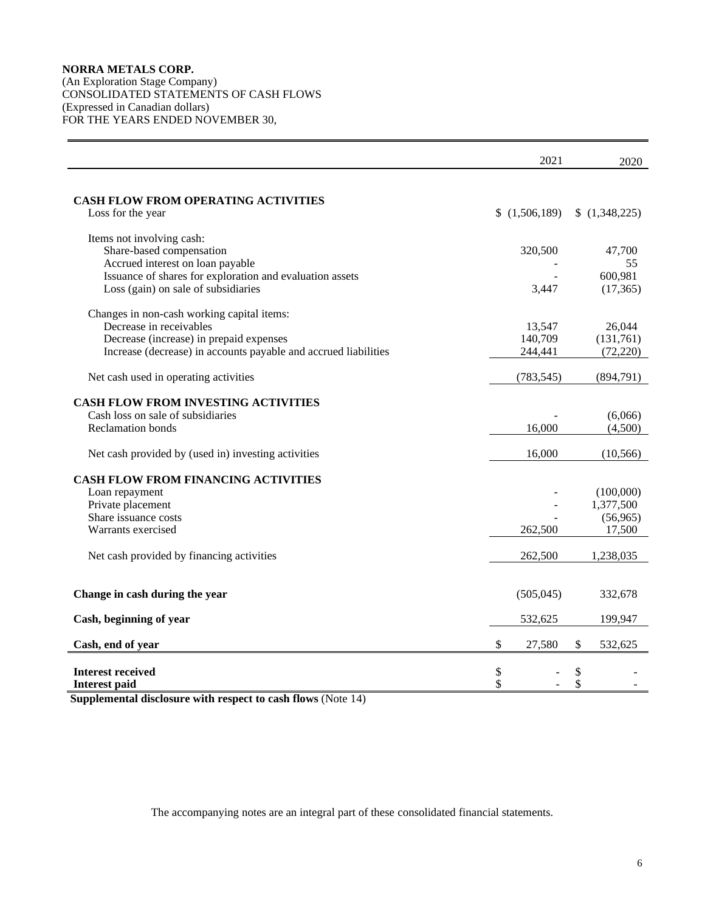**NORRA METALS CORP.**
(An Exploration Stage Company)
CONSOLIDATED STATEMENTS OF CASH FLOWS
(Expressed in Canadian dollars)
FOR THE YEARS ENDED NOVEMBER 30,

| | 2021 | 2020 |
|---|---|---|
| **CASH FLOW FROM OPERATING ACTIVITIES** | | |
| Loss for the year | $ (1,506,189) | $ (1,348,225) |
| Items not involving cash: | | |
| Share-based compensation | 320,500 | 47,700 |
| Accrued interest on loan payable | - | 55 |
| Issuance of shares for exploration and evaluation assets | - | 600,981 |
| Loss (gain) on sale of subsidiaries | 3,447 | (17,365) |
| Changes in non-cash working capital items: | | |
| Decrease in receivables | 13,547 | 26,044 |
| Decrease (increase) in prepaid expenses | 140,709 | (131,761) |
| Increase (decrease) in accounts payable and accrued liabilities | 244,441 | (72,220) |
| Net cash used in operating activities | (783,545) | (894,791) |
| **CASH FLOW FROM INVESTING ACTIVITIES** | | |
| Cash loss on sale of subsidiaries | - | (6,066) |
| Reclamation bonds | 16,000 | (4,500) |
| Net cash provided by (used in) investing activities | 16,000 | (10,566) |
| **CASH FLOW FROM FINANCING ACTIVITIES** | | |
| Loan repayment | - | (100,000) |
| Private placement | - | 1,377,500 |
| Share issuance costs | - | (56,965) |
| Warrants exercised | 262,500 | 17,500 |
| Net cash provided by financing activities | 262,500 | 1,238,035 |
| **Change in cash during the year** | (505,045) | 332,678 |
| **Cash, beginning of year** | 532,625 | 199,947 |
| **Cash, end of year** | $ 27,580 | $ 532,625 |
| **Interest received** | $ - | $ - |
| **Interest paid** | $ - | $ - |

**Supplemental disclosure with respect to cash flows** (Note 14)

The accompanying notes are an integral part of these consolidated financial statements.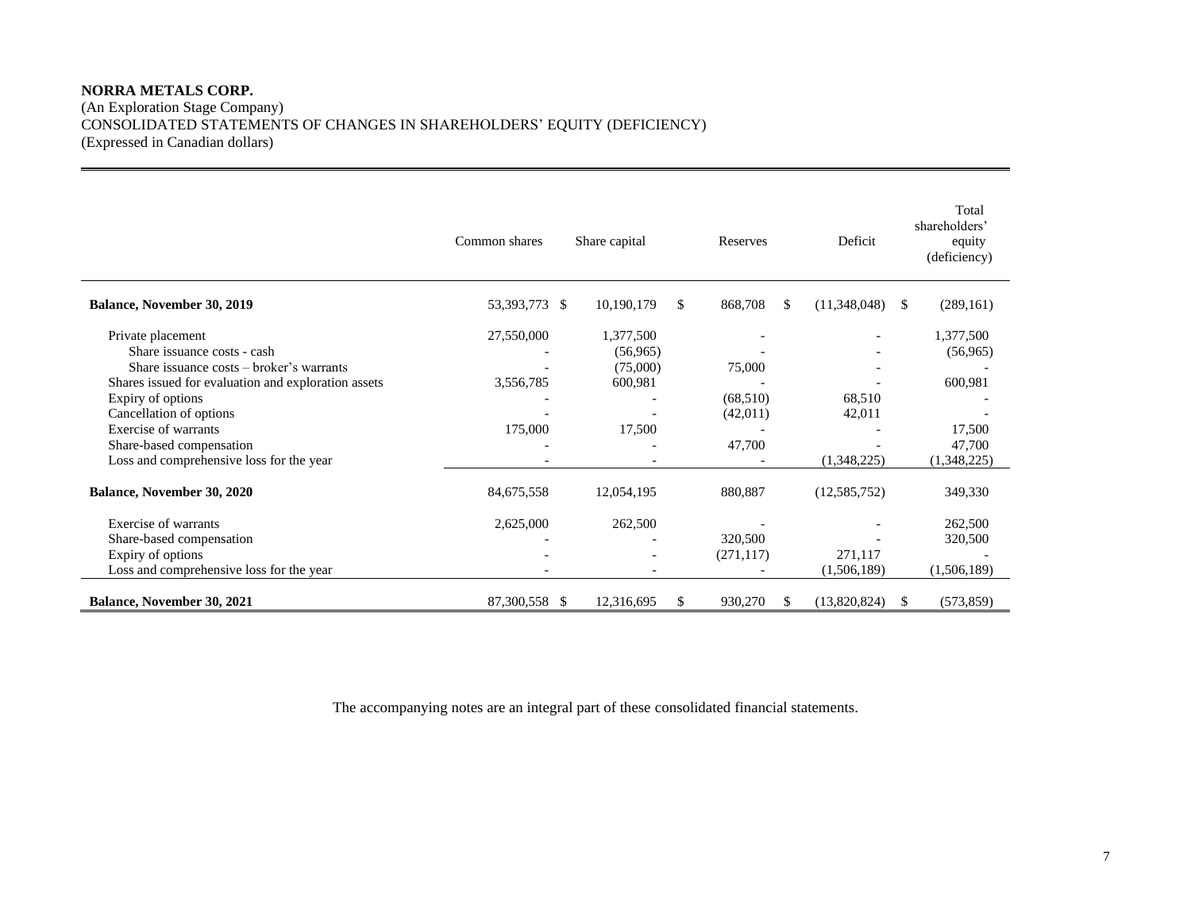**NORRA METALS CORP.**
(An Exploration Stage Company)
CONSOLIDATED STATEMENTS OF CHANGES IN SHAREHOLDERS' EQUITY (DEFICIENCY)
(Expressed in Canadian dollars)

| | Common shares | Share capital | Reserves | Deficit | Total shareholders' equity (deficiency) |
|---|---|---|---|---|---|
| **Balance, November 30, 2019** | 53,393,773 | $ 10,190,179 | $ 868,708 | $ (11,348,048) | $ (289,161) |
| Private placement | 27,550,000 | 1,377,500 | - | - | 1,377,500 |
| Share issuance costs - cash | - | (56,965) | - | - | (56,965) |
| Share issuance costs – broker's warrants | - | (75,000) | 75,000 | - | - |
| Shares issued for evaluation and exploration assets | 3,556,785 | 600,981 | - | - | 600,981 |
| Expiry of options | - | - | (68,510) | 68,510 | - |
| Cancellation of options | - | - | (42,011) | 42,011 | - |
| Exercise of warrants | 175,000 | 17,500 | - | - | 17,500 |
| Share-based compensation | - | - | 47,700 | - | 47,700 |
| Loss and comprehensive loss for the year | - | - | - | (1,348,225) | (1,348,225) |
| **Balance, November 30, 2020** | 84,675,558 | 12,054,195 | 880,887 | (12,585,752) | 349,330 |
| Exercise of warrants | 2,625,000 | 262,500 | - | - | 262,500 |
| Share-based compensation | - | - | 320,500 | - | 320,500 |
| Expiry of options | - | - | (271,117) | 271,117 | - |
| Loss and comprehensive loss for the year | - | - | - | (1,506,189) | (1,506,189) |
| **Balance, November 30, 2021** | 87,300,558 | $ 12,316,695 | $ 930,270 | $ (13,820,824) | $ (573,859) |

The accompanying notes are an integral part of these consolidated financial statements.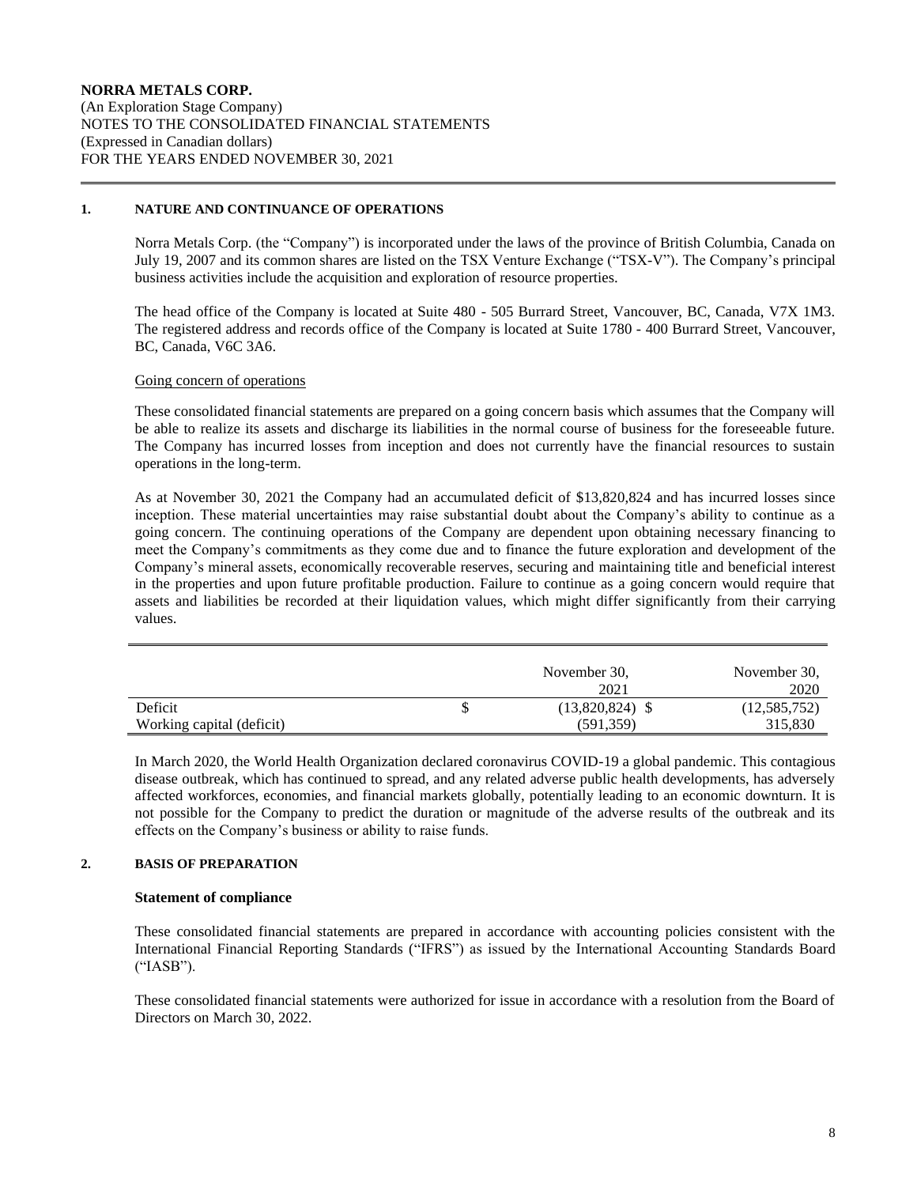**NORRA METALS CORP.**
(An Exploration Stage Company)
NOTES TO THE CONSOLIDATED FINANCIAL STATEMENTS
(Expressed in Canadian dollars)
FOR THE YEARS ENDED NOVEMBER 30, 2021

## 1. NATURE AND CONTINUANCE OF OPERATIONS

Norra Metals Corp. (the "Company") is incorporated under the laws of the province of British Columbia, Canada on July 19, 2007 and its common shares are listed on the TSX Venture Exchange ("TSX-V"). The Company's principal business activities include the acquisition and exploration of resource properties.

The head office of the Company is located at Suite 480 - 505 Burrard Street, Vancouver, BC, Canada, V7X 1M3. The registered address and records office of the Company is located at Suite 1780 - 400 Burrard Street, Vancouver, BC, Canada, V6C 3A6.

Going concern of operations

These consolidated financial statements are prepared on a going concern basis which assumes that the Company will be able to realize its assets and discharge its liabilities in the normal course of business for the foreseeable future. The Company has incurred losses from inception and does not currently have the financial resources to sustain operations in the long-term.

As at November 30, 2021 the Company had an accumulated deficit of $13,820,824 and has incurred losses since inception. These material uncertainties may raise substantial doubt about the Company's ability to continue as a going concern. The continuing operations of the Company are dependent upon obtaining necessary financing to meet the Company's commitments as they come due and to finance the future exploration and development of the Company's mineral assets, economically recoverable reserves, securing and maintaining title and beneficial interest in the properties and upon future profitable production. Failure to continue as a going concern would require that assets and liabilities be recorded at their liquidation values, which might differ significantly from their carrying values.

| | | November 30, 2021 | | November 30, 2020 |
|---|---|---|---|---|
| Deficit | $ | (13,820,824) | $ | (12,585,752) |
| Working capital (deficit) | | (591,359) | | 315,830 |

In March 2020, the World Health Organization declared coronavirus COVID-19 a global pandemic. This contagious disease outbreak, which has continued to spread, and any related adverse public health developments, has adversely affected workforces, economies, and financial markets globally, potentially leading to an economic downturn. It is not possible for the Company to predict the duration or magnitude of the adverse results of the outbreak and its effects on the Company's business or ability to raise funds.

## 2. BASIS OF PREPARATION

**Statement of compliance**

These consolidated financial statements are prepared in accordance with accounting policies consistent with the International Financial Reporting Standards ("IFRS") as issued by the International Accounting Standards Board ("IASB").

These consolidated financial statements were authorized for issue in accordance with a resolution from the Board of Directors on March 30, 2022.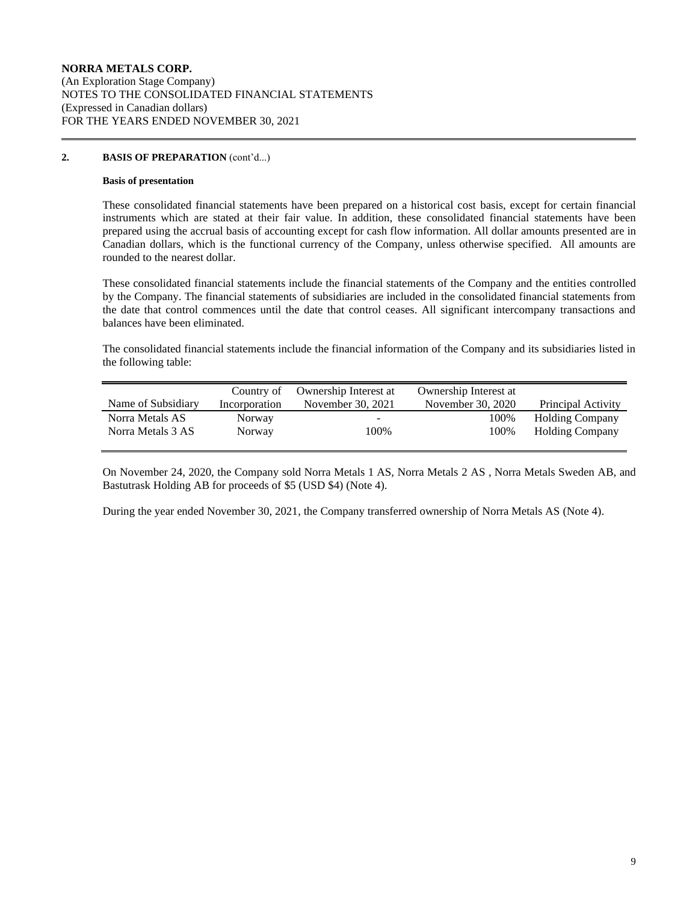## 2. BASIS OF PREPARATION (cont'd...)

### Basis of presentation

These consolidated financial statements have been prepared on a historical cost basis, except for certain financial instruments which are stated at their fair value. In addition, these consolidated financial statements have been prepared using the accrual basis of accounting except for cash flow information. All dollar amounts presented are in Canadian dollars, which is the functional currency of the Company, unless otherwise specified. All amounts are rounded to the nearest dollar.

These consolidated financial statements include the financial statements of the Company and the entities controlled by the Company. The financial statements of subsidiaries are included in the consolidated financial statements from the date that control commences until the date that control ceases. All significant intercompany transactions and balances have been eliminated.

The consolidated financial statements include the financial information of the Company and its subsidiaries listed in the following table:

| Name of Subsidiary | Country of Incorporation | Ownership Interest at November 30, 2021 | Ownership Interest at November 30, 2020 | Principal Activity |
|---|---|---|---|---|
| Norra Metals AS | Norway | - | 100% | Holding Company |
| Norra Metals 3 AS | Norway | 100% | 100% | Holding Company |

On November 24, 2020, the Company sold Norra Metals 1 AS, Norra Metals 2 AS , Norra Metals Sweden AB, and Bastutrask Holding AB for proceeds of $5 (USD $4) (Note 4).

During the year ended November 30, 2021, the Company transferred ownership of Norra Metals AS (Note 4).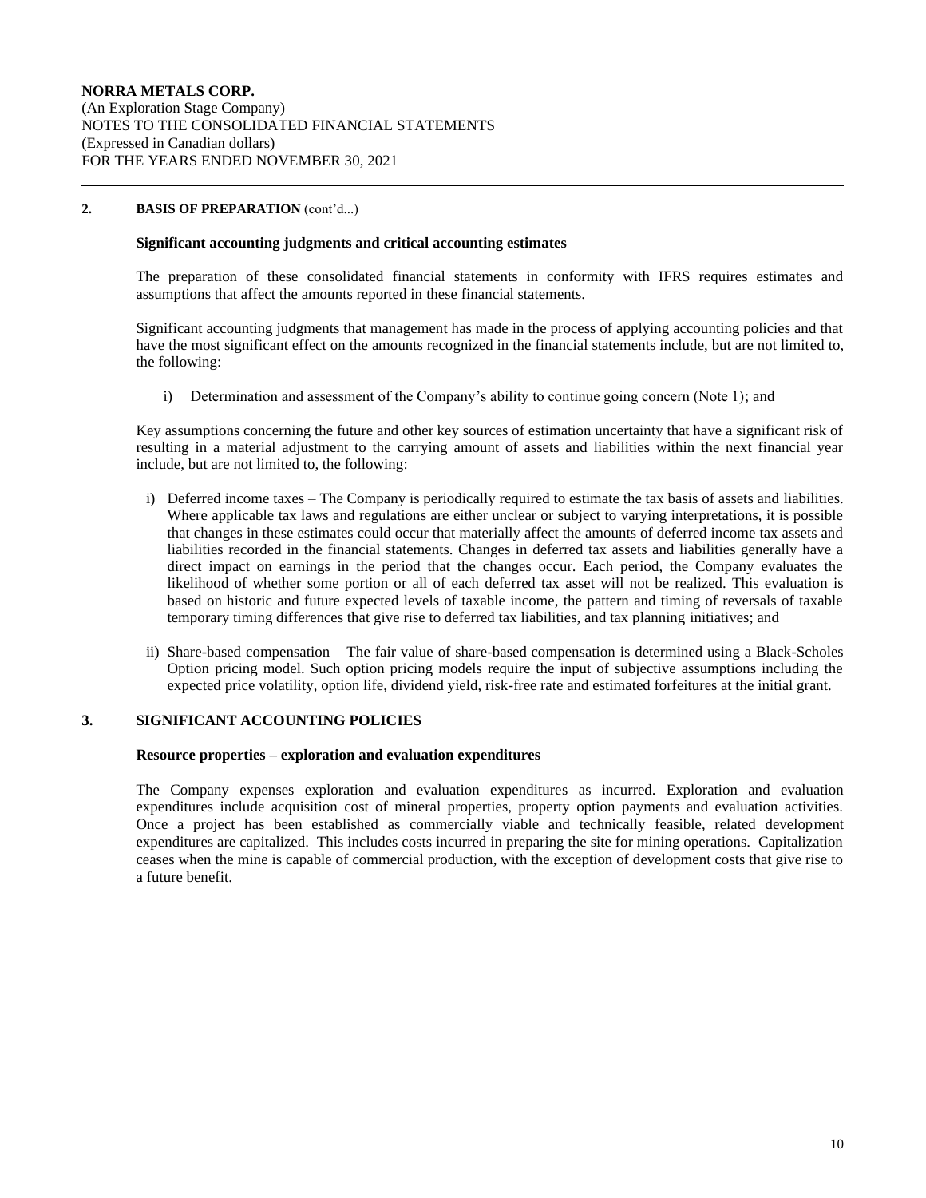## 2. BASIS OF PREPARATION (cont'd...)

### Significant accounting judgments and critical accounting estimates

The preparation of these consolidated financial statements in conformity with IFRS requires estimates and assumptions that affect the amounts reported in these financial statements.

Significant accounting judgments that management has made in the process of applying accounting policies and that have the most significant effect on the amounts recognized in the financial statements include, but are not limited to, the following:

i) Determination and assessment of the Company's ability to continue going concern (Note 1); and

Key assumptions concerning the future and other key sources of estimation uncertainty that have a significant risk of resulting in a material adjustment to the carrying amount of assets and liabilities within the next financial year include, but are not limited to, the following:

i) Deferred income taxes – The Company is periodically required to estimate the tax basis of assets and liabilities. Where applicable tax laws and regulations are either unclear or subject to varying interpretations, it is possible that changes in these estimates could occur that materially affect the amounts of deferred income tax assets and liabilities recorded in the financial statements. Changes in deferred tax assets and liabilities generally have a direct impact on earnings in the period that the changes occur. Each period, the Company evaluates the likelihood of whether some portion or all of each deferred tax asset will not be realized. This evaluation is based on historic and future expected levels of taxable income, the pattern and timing of reversals of taxable temporary timing differences that give rise to deferred tax liabilities, and tax planning initiatives; and

ii) Share-based compensation – The fair value of share-based compensation is determined using a Black-Scholes Option pricing model. Such option pricing models require the input of subjective assumptions including the expected price volatility, option life, dividend yield, risk-free rate and estimated forfeitures at the initial grant.

## 3. SIGNIFICANT ACCOUNTING POLICIES

### Resource properties – exploration and evaluation expenditures

The Company expenses exploration and evaluation expenditures as incurred. Exploration and evaluation expenditures include acquisition cost of mineral properties, property option payments and evaluation activities. Once a project has been established as commercially viable and technically feasible, related development expenditures are capitalized. This includes costs incurred in preparing the site for mining operations. Capitalization ceases when the mine is capable of commercial production, with the exception of development costs that give rise to a future benefit.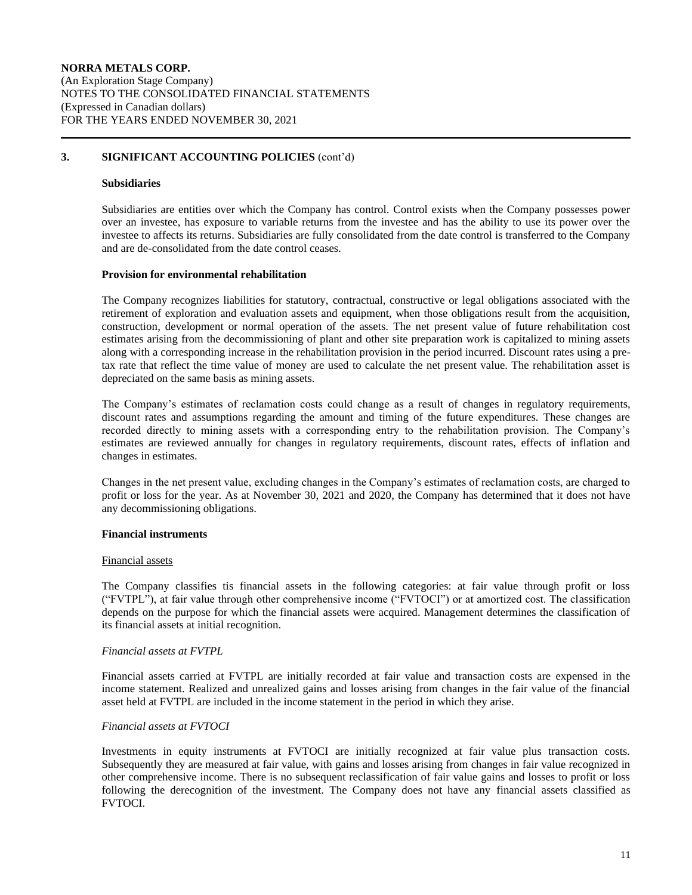## 3. SIGNIFICANT ACCOUNTING POLICIES (cont'd)

### Subsidiaries

Subsidiaries are entities over which the Company has control. Control exists when the Company possesses power over an investee, has exposure to variable returns from the investee and has the ability to use its power over the investee to affects its returns. Subsidiaries are fully consolidated from the date control is transferred to the Company and are de-consolidated from the date control ceases.

### Provision for environmental rehabilitation

The Company recognizes liabilities for statutory, contractual, constructive or legal obligations associated with the retirement of exploration and evaluation assets and equipment, when those obligations result from the acquisition, construction, development or normal operation of the assets. The net present value of future rehabilitation cost estimates arising from the decommissioning of plant and other site preparation work is capitalized to mining assets along with a corresponding increase in the rehabilitation provision in the period incurred. Discount rates using a pre-tax rate that reflect the time value of money are used to calculate the net present value. The rehabilitation asset is depreciated on the same basis as mining assets.

The Company's estimates of reclamation costs could change as a result of changes in regulatory requirements, discount rates and assumptions regarding the amount and timing of the future expenditures. These changes are recorded directly to mining assets with a corresponding entry to the rehabilitation provision. The Company's estimates are reviewed annually for changes in regulatory requirements, discount rates, effects of inflation and changes in estimates.

Changes in the net present value, excluding changes in the Company's estimates of reclamation costs, are charged to profit or loss for the year. As at November 30, 2021 and 2020, the Company has determined that it does not have any decommissioning obligations.

### Financial instruments

Financial assets

The Company classifies tis financial assets in the following categories: at fair value through profit or loss ("FVTPL"), at fair value through other comprehensive income ("FVTOCI") or at amortized cost. The classification depends on the purpose for which the financial assets were acquired. Management determines the classification of its financial assets at initial recognition.

*Financial assets at FVTPL*

Financial assets carried at FVTPL are initially recorded at fair value and transaction costs are expensed in the income statement. Realized and unrealized gains and losses arising from changes in the fair value of the financial asset held at FVTPL are included in the income statement in the period in which they arise.

*Financial assets at FVTOCI*

Investments in equity instruments at FVTOCI are initially recognized at fair value plus transaction costs. Subsequently they are measured at fair value, with gains and losses arising from changes in fair value recognized in other comprehensive income. There is no subsequent reclassification of fair value gains and losses to profit or loss following the derecognition of the investment. The Company does not have any financial assets classified as FVTOCI.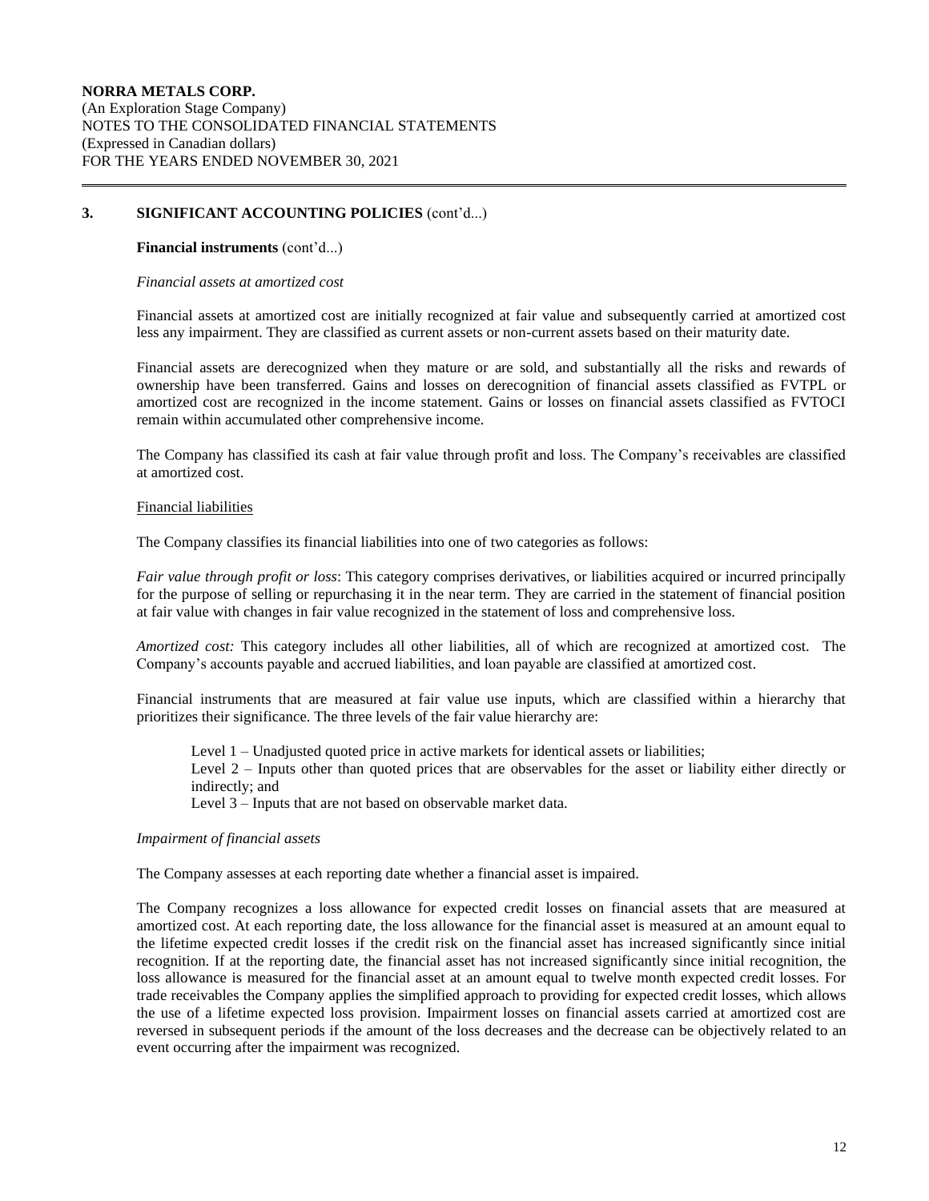## 3. SIGNIFICANT ACCOUNTING POLICIES (cont'd...)

**Financial instruments** (cont'd...)

*Financial assets at amortized cost*

Financial assets at amortized cost are initially recognized at fair value and subsequently carried at amortized cost less any impairment. They are classified as current assets or non-current assets based on their maturity date.

Financial assets are derecognized when they mature or are sold, and substantially all the risks and rewards of ownership have been transferred. Gains and losses on derecognition of financial assets classified as FVTPL or amortized cost are recognized in the income statement. Gains or losses on financial assets classified as FVTOCI remain within accumulated other comprehensive income.

The Company has classified its cash at fair value through profit and loss. The Company's receivables are classified at amortized cost.

Financial liabilities

The Company classifies its financial liabilities into one of two categories as follows:

*Fair value through profit or loss*: This category comprises derivatives, or liabilities acquired or incurred principally for the purpose of selling or repurchasing it in the near term. They are carried in the statement of financial position at fair value with changes in fair value recognized in the statement of loss and comprehensive loss.

*Amortized cost:* This category includes all other liabilities, all of which are recognized at amortized cost. The Company's accounts payable and accrued liabilities, and loan payable are classified at amortized cost.

Financial instruments that are measured at fair value use inputs, which are classified within a hierarchy that prioritizes their significance. The three levels of the fair value hierarchy are:

Level 1 – Unadjusted quoted price in active markets for identical assets or liabilities;
Level 2 – Inputs other than quoted prices that are observables for the asset or liability either directly or indirectly; and
Level 3 – Inputs that are not based on observable market data.

*Impairment of financial assets*

The Company assesses at each reporting date whether a financial asset is impaired.

The Company recognizes a loss allowance for expected credit losses on financial assets that are measured at amortized cost. At each reporting date, the loss allowance for the financial asset is measured at an amount equal to the lifetime expected credit losses if the credit risk on the financial asset has increased significantly since initial recognition. If at the reporting date, the financial asset has not increased significantly since initial recognition, the loss allowance is measured for the financial asset at an amount equal to twelve month expected credit losses. For trade receivables the Company applies the simplified approach to providing for expected credit losses, which allows the use of a lifetime expected loss provision. Impairment losses on financial assets carried at amortized cost are reversed in subsequent periods if the amount of the loss decreases and the decrease can be objectively related to an event occurring after the impairment was recognized.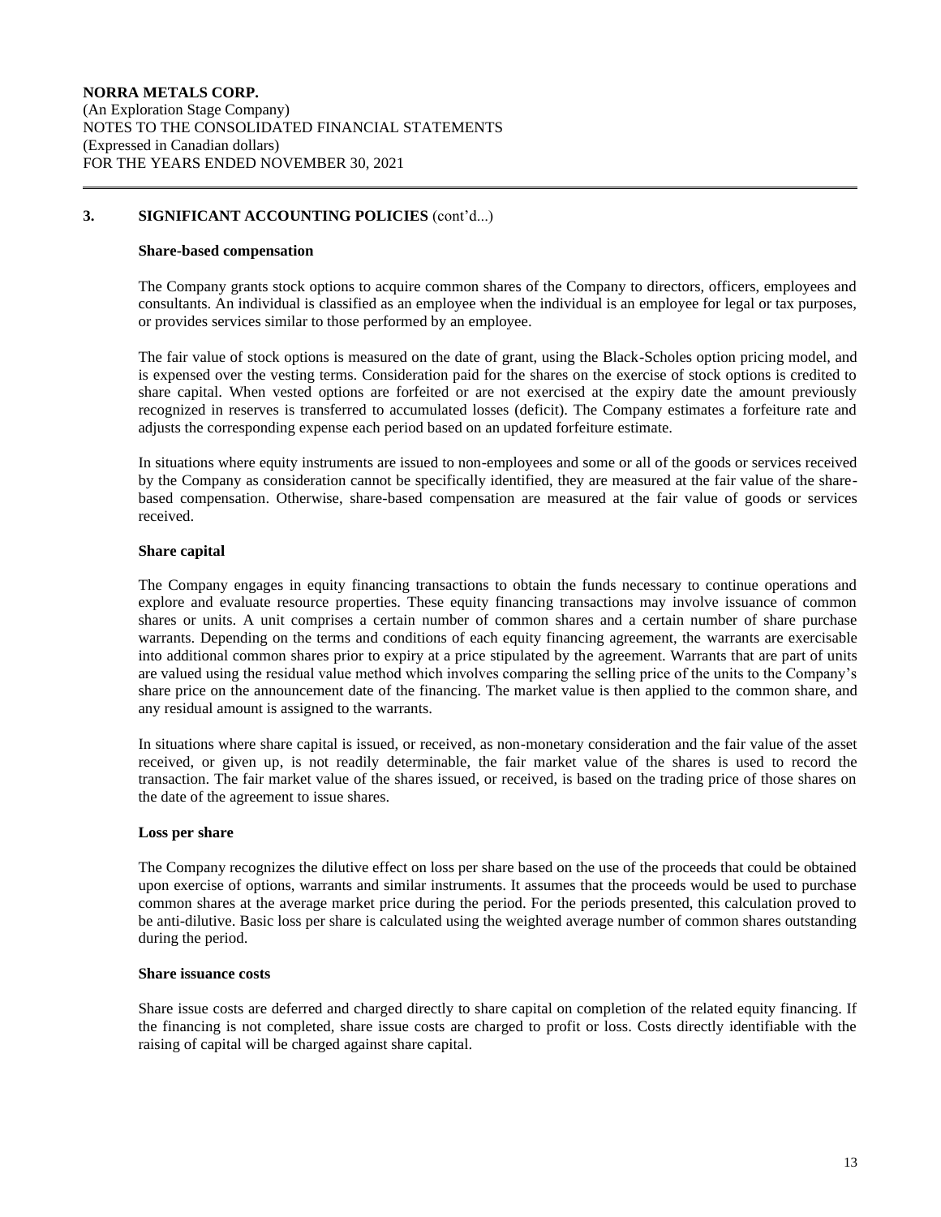## 3. SIGNIFICANT ACCOUNTING POLICIES (cont'd...)

### Share-based compensation

The Company grants stock options to acquire common shares of the Company to directors, officers, employees and consultants. An individual is classified as an employee when the individual is an employee for legal or tax purposes, or provides services similar to those performed by an employee.

The fair value of stock options is measured on the date of grant, using the Black-Scholes option pricing model, and is expensed over the vesting terms. Consideration paid for the shares on the exercise of stock options is credited to share capital. When vested options are forfeited or are not exercised at the expiry date the amount previously recognized in reserves is transferred to accumulated losses (deficit). The Company estimates a forfeiture rate and adjusts the corresponding expense each period based on an updated forfeiture estimate.

In situations where equity instruments are issued to non-employees and some or all of the goods or services received by the Company as consideration cannot be specifically identified, they are measured at the fair value of the share-based compensation. Otherwise, share-based compensation are measured at the fair value of goods or services received.

### Share capital

The Company engages in equity financing transactions to obtain the funds necessary to continue operations and explore and evaluate resource properties. These equity financing transactions may involve issuance of common shares or units. A unit comprises a certain number of common shares and a certain number of share purchase warrants. Depending on the terms and conditions of each equity financing agreement, the warrants are exercisable into additional common shares prior to expiry at a price stipulated by the agreement. Warrants that are part of units are valued using the residual value method which involves comparing the selling price of the units to the Company's share price on the announcement date of the financing. The market value is then applied to the common share, and any residual amount is assigned to the warrants.

In situations where share capital is issued, or received, as non-monetary consideration and the fair value of the asset received, or given up, is not readily determinable, the fair market value of the shares is used to record the transaction. The fair market value of the shares issued, or received, is based on the trading price of those shares on the date of the agreement to issue shares.

### Loss per share

The Company recognizes the dilutive effect on loss per share based on the use of the proceeds that could be obtained upon exercise of options, warrants and similar instruments. It assumes that the proceeds would be used to purchase common shares at the average market price during the period. For the periods presented, this calculation proved to be anti-dilutive. Basic loss per share is calculated using the weighted average number of common shares outstanding during the period.

### Share issuance costs

Share issue costs are deferred and charged directly to share capital on completion of the related equity financing. If the financing is not completed, share issue costs are charged to profit or loss. Costs directly identifiable with the raising of capital will be charged against share capital.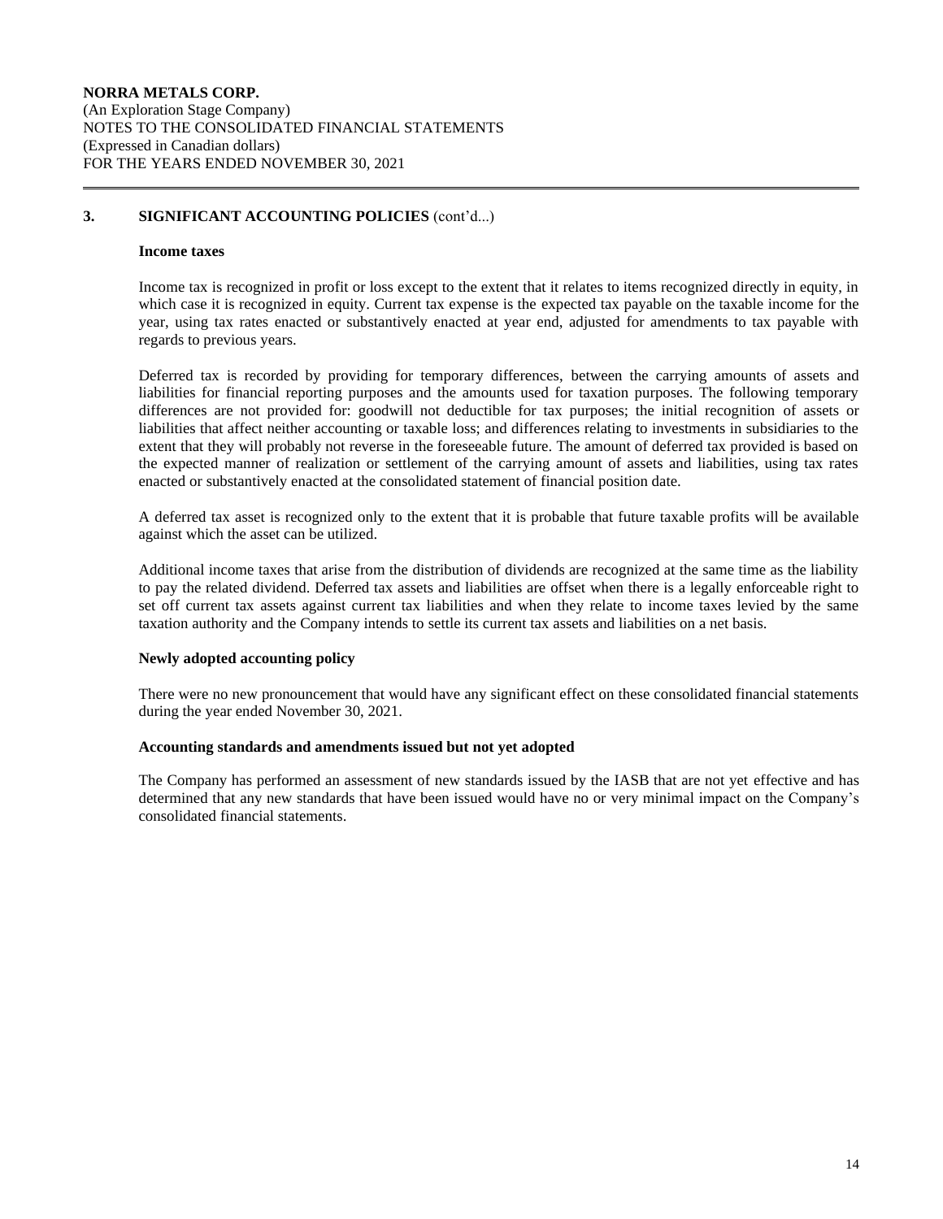## 3. SIGNIFICANT ACCOUNTING POLICIES (cont'd...)

### Income taxes

Income tax is recognized in profit or loss except to the extent that it relates to items recognized directly in equity, in which case it is recognized in equity. Current tax expense is the expected tax payable on the taxable income for the year, using tax rates enacted or substantively enacted at year end, adjusted for amendments to tax payable with regards to previous years.

Deferred tax is recorded by providing for temporary differences, between the carrying amounts of assets and liabilities for financial reporting purposes and the amounts used for taxation purposes. The following temporary differences are not provided for: goodwill not deductible for tax purposes; the initial recognition of assets or liabilities that affect neither accounting or taxable loss; and differences relating to investments in subsidiaries to the extent that they will probably not reverse in the foreseeable future. The amount of deferred tax provided is based on the expected manner of realization or settlement of the carrying amount of assets and liabilities, using tax rates enacted or substantively enacted at the consolidated statement of financial position date.

A deferred tax asset is recognized only to the extent that it is probable that future taxable profits will be available against which the asset can be utilized.

Additional income taxes that arise from the distribution of dividends are recognized at the same time as the liability to pay the related dividend. Deferred tax assets and liabilities are offset when there is a legally enforceable right to set off current tax assets against current tax liabilities and when they relate to income taxes levied by the same taxation authority and the Company intends to settle its current tax assets and liabilities on a net basis.

### Newly adopted accounting policy

There were no new pronouncement that would have any significant effect on these consolidated financial statements during the year ended November 30, 2021.

### Accounting standards and amendments issued but not yet adopted

The Company has performed an assessment of new standards issued by the IASB that are not yet effective and has determined that any new standards that have been issued would have no or very minimal impact on the Company's consolidated financial statements.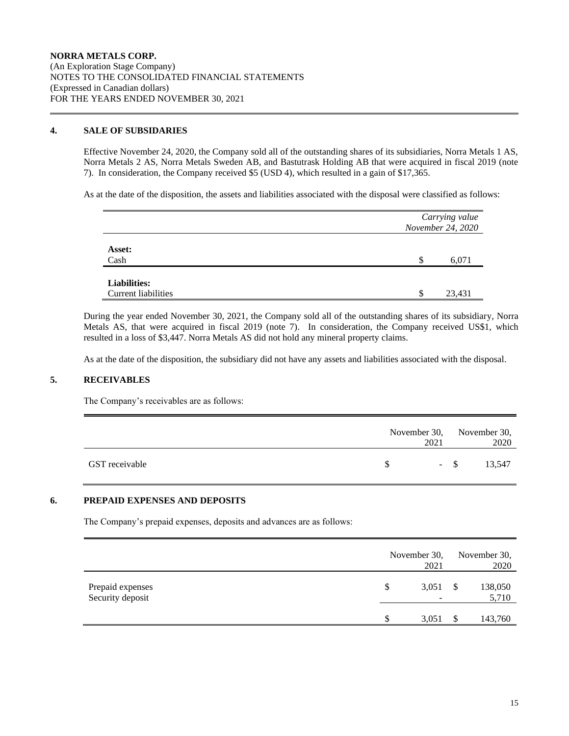**NORRA METALS CORP.**
(An Exploration Stage Company)
NOTES TO THE CONSOLIDATED FINANCIAL STATEMENTS
(Expressed in Canadian dollars)
FOR THE YEARS ENDED NOVEMBER 30, 2021

## 4. SALE OF SUBSIDARIES

Effective November 24, 2020, the Company sold all of the outstanding shares of its subsidiaries, Norra Metals 1 AS, Norra Metals 2 AS, Norra Metals Sweden AB, and Bastutrask Holding AB that were acquired in fiscal 2019 (note 7). In consideration, the Company received $5 (USD 4), which resulted in a gain of $17,365.

As at the date of the disposition, the assets and liabilities associated with the disposal were classified as follows:

| | *Carrying value November 24, 2020* |
|---|---|
| **Asset:** | |
| Cash | $ 6,071 |
| **Liabilities:** | |
| Current liabilities | $ 23,431 |

During the year ended November 30, 2021, the Company sold all of the outstanding shares of its subsidiary, Norra Metals AS, that were acquired in fiscal 2019 (note 7). In consideration, the Company received US$1, which resulted in a loss of $3,447. Norra Metals AS did not hold any mineral property claims.

As at the date of the disposition, the subsidiary did not have any assets and liabilities associated with the disposal.

## 5. RECEIVABLES

The Company's receivables are as follows:

| | November 30, 2021 | November 30, 2020 |
|---|---|---|
| GST receivable | $ - | $ 13,547 |

## 6. PREPAID EXPENSES AND DEPOSITS

The Company's prepaid expenses, deposits and advances are as follows:

| | November 30, 2021 | November 30, 2020 |
|---|---|---|
| Prepaid expenses | $ 3,051 | $ 138,050 |
| Security deposit | - | 5,710 |
| | $ 3,051 | $ 143,760 |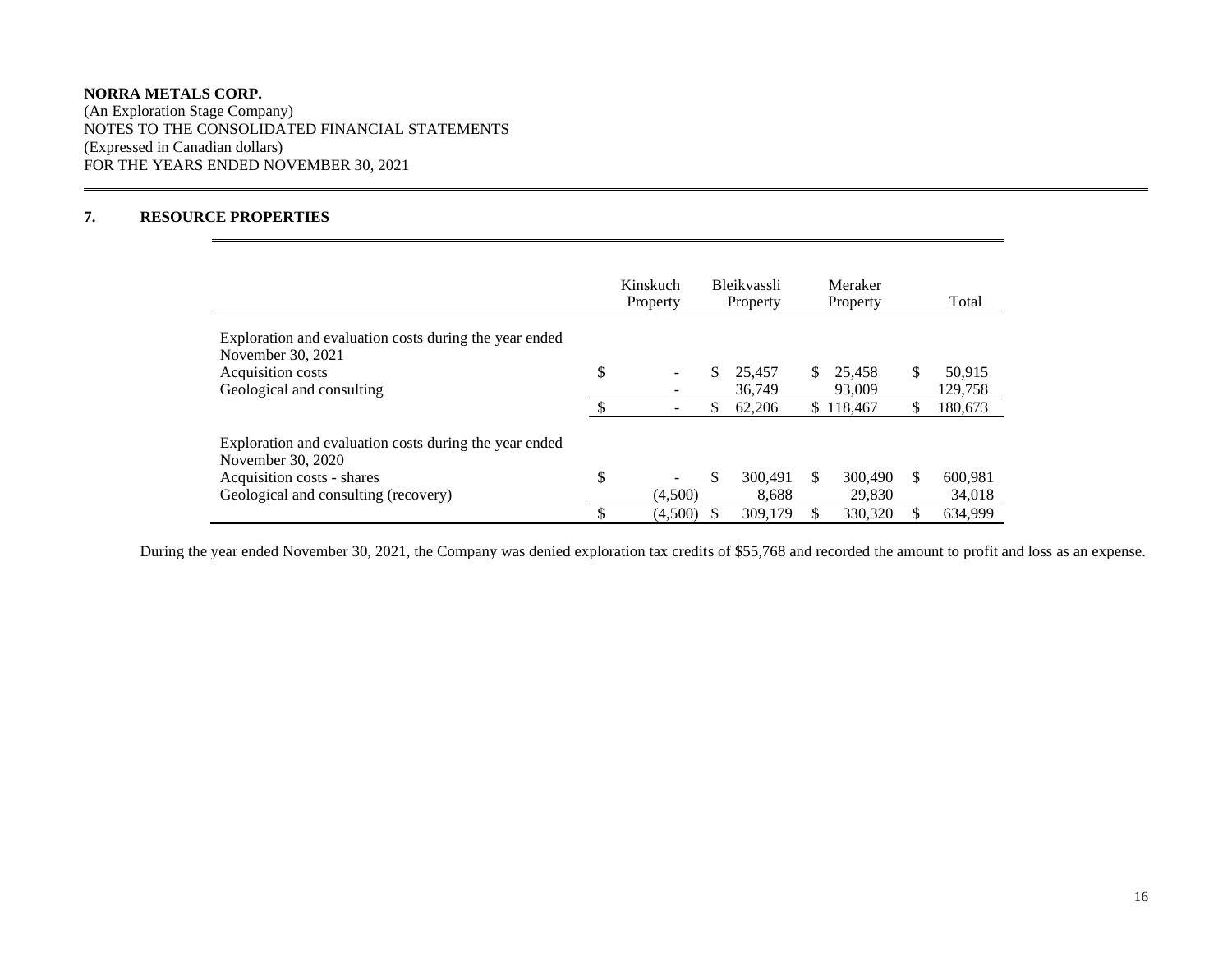**NORRA METALS CORP.**
(An Exploration Stage Company)
NOTES TO THE CONSOLIDATED FINANCIAL STATEMENTS
(Expressed in Canadian dollars)
FOR THE YEARS ENDED NOVEMBER 30, 2021

## 7. RESOURCE PROPERTIES

| | Kinskuch Property | Bleikvassli Property | Meraker Property | Total |
|---|---|---|---|---|
| Exploration and evaluation costs during the year ended November 30, 2021 | | | | |
| Acquisition costs | $ - | $ 25,457 | $ 25,458 | $ 50,915 |
| Geological and consulting | - | 36,749 | 93,009 | 129,758 |
| | $ - | $ 62,206 | $ 118,467 | $ 180,673 |
| Exploration and evaluation costs during the year ended November 30, 2020 | | | | |
| Acquisition costs - shares | $ - | $ 300,491 | $ 300,490 | $ 600,981 |
| Geological and consulting (recovery) | (4,500) | 8,688 | 29,830 | 34,018 |
| | $ (4,500) | $ 309,179 | $ 330,320 | $ 634,999 |

During the year ended November 30, 2021, the Company was denied exploration tax credits of $55,768 and recorded the amount to profit and loss as an expense.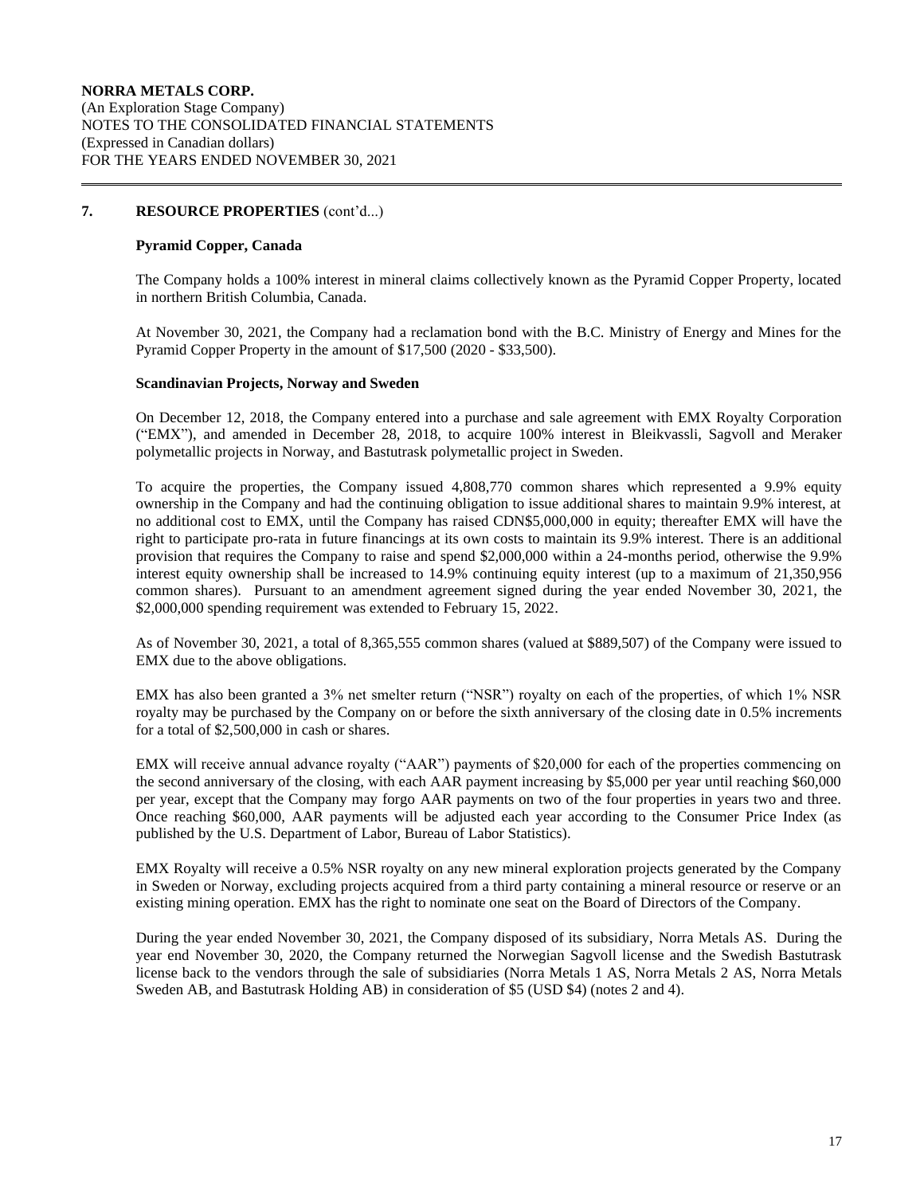## 7. RESOURCE PROPERTIES (cont'd...)

### Pyramid Copper, Canada

The Company holds a 100% interest in mineral claims collectively known as the Pyramid Copper Property, located in northern British Columbia, Canada.

At November 30, 2021, the Company had a reclamation bond with the B.C. Ministry of Energy and Mines for the Pyramid Copper Property in the amount of $17,500 (2020 - $33,500).

### Scandinavian Projects, Norway and Sweden

On December 12, 2018, the Company entered into a purchase and sale agreement with EMX Royalty Corporation ("EMX"), and amended in December 28, 2018, to acquire 100% interest in Bleikvassli, Sagvoll and Meraker polymetallic projects in Norway, and Bastutrask polymetallic project in Sweden.

To acquire the properties, the Company issued 4,808,770 common shares which represented a 9.9% equity ownership in the Company and had the continuing obligation to issue additional shares to maintain 9.9% interest, at no additional cost to EMX, until the Company has raised CDN$5,000,000 in equity; thereafter EMX will have the right to participate pro-rata in future financings at its own costs to maintain its 9.9% interest. There is an additional provision that requires the Company to raise and spend $2,000,000 within a 24-months period, otherwise the 9.9% interest equity ownership shall be increased to 14.9% continuing equity interest (up to a maximum of 21,350,956 common shares). Pursuant to an amendment agreement signed during the year ended November 30, 2021, the $2,000,000 spending requirement was extended to February 15, 2022.

As of November 30, 2021, a total of 8,365,555 common shares (valued at $889,507) of the Company were issued to EMX due to the above obligations.

EMX has also been granted a 3% net smelter return ("NSR") royalty on each of the properties, of which 1% NSR royalty may be purchased by the Company on or before the sixth anniversary of the closing date in 0.5% increments for a total of $2,500,000 in cash or shares.

EMX will receive annual advance royalty ("AAR") payments of $20,000 for each of the properties commencing on the second anniversary of the closing, with each AAR payment increasing by $5,000 per year until reaching $60,000 per year, except that the Company may forgo AAR payments on two of the four properties in years two and three. Once reaching $60,000, AAR payments will be adjusted each year according to the Consumer Price Index (as published by the U.S. Department of Labor, Bureau of Labor Statistics).

EMX Royalty will receive a 0.5% NSR royalty on any new mineral exploration projects generated by the Company in Sweden or Norway, excluding projects acquired from a third party containing a mineral resource or reserve or an existing mining operation. EMX has the right to nominate one seat on the Board of Directors of the Company.

During the year ended November 30, 2021, the Company disposed of its subsidiary, Norra Metals AS. During the year end November 30, 2020, the Company returned the Norwegian Sagvoll license and the Swedish Bastutrask license back to the vendors through the sale of subsidiaries (Norra Metals 1 AS, Norra Metals 2 AS, Norra Metals Sweden AB, and Bastutrask Holding AB) in consideration of $5 (USD $4) (notes 2 and 4).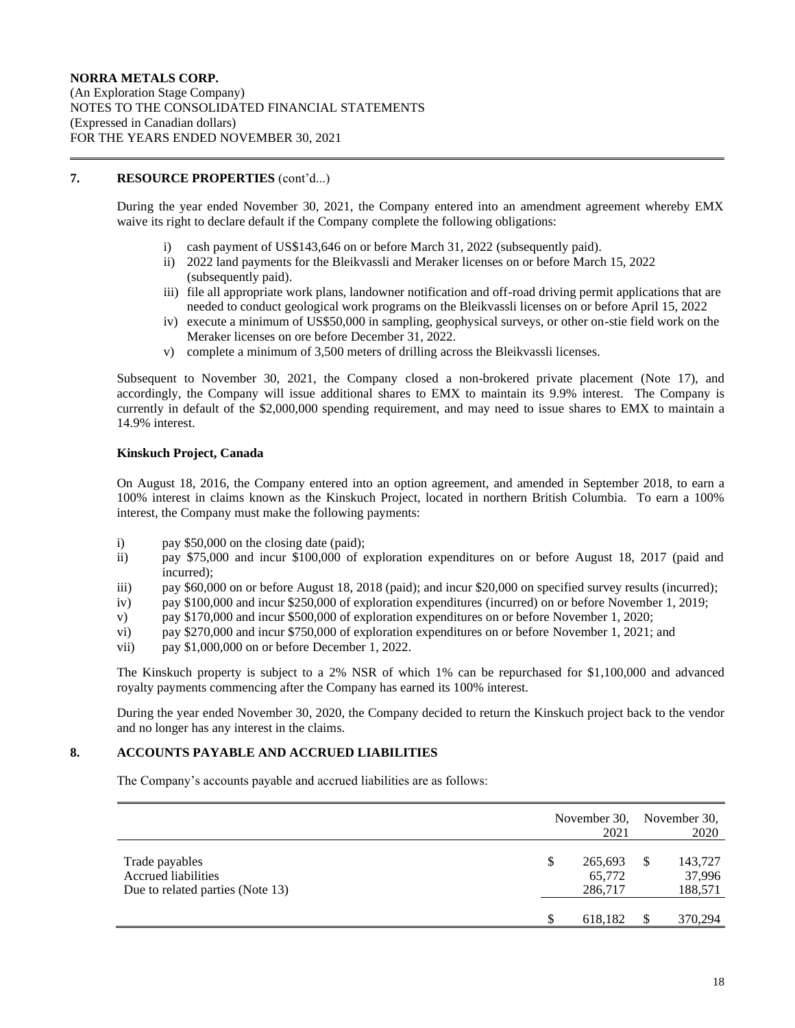**NORRA METALS CORP.**
(An Exploration Stage Company)
NOTES TO THE CONSOLIDATED FINANCIAL STATEMENTS
(Expressed in Canadian dollars)
FOR THE YEARS ENDED NOVEMBER 30, 2021

## 7. RESOURCE PROPERTIES (cont'd...)

During the year ended November 30, 2021, the Company entered into an amendment agreement whereby EMX waive its right to declare default if the Company complete the following obligations:

i) cash payment of US$143,646 on or before March 31, 2022 (subsequently paid).
ii) 2022 land payments for the Bleikvassli and Meraker licenses on or before March 15, 2022 (subsequently paid).
iii) file all appropriate work plans, landowner notification and off-road driving permit applications that are needed to conduct geological work programs on the Bleikvassli licenses on or before April 15, 2022
iv) execute a minimum of US$50,000 in sampling, geophysical surveys, or other on-stie field work on the Meraker licenses on ore before December 31, 2022.
v) complete a minimum of 3,500 meters of drilling across the Bleikvassli licenses.

Subsequent to November 30, 2021, the Company closed a non-brokered private placement (Note 17), and accordingly, the Company will issue additional shares to EMX to maintain its 9.9% interest. The Company is currently in default of the $2,000,000 spending requirement, and may need to issue shares to EMX to maintain a 14.9% interest.

**Kinskuch Project, Canada**

On August 18, 2016, the Company entered into an option agreement, and amended in September 2018, to earn a 100% interest in claims known as the Kinskuch Project, located in northern British Columbia. To earn a 100% interest, the Company must make the following payments:

i) pay $50,000 on the closing date (paid);
ii) pay $75,000 and incur $100,000 of exploration expenditures on or before August 18, 2017 (paid and incurred);
iii) pay $60,000 on or before August 18, 2018 (paid); and incur $20,000 on specified survey results (incurred);
iv) pay $100,000 and incur $250,000 of exploration expenditures (incurred) on or before November 1, 2019;
v) pay $170,000 and incur $500,000 of exploration expenditures on or before November 1, 2020;
vi) pay $270,000 and incur $750,000 of exploration expenditures on or before November 1, 2021; and
vii) pay $1,000,000 on or before December 1, 2022.

The Kinskuch property is subject to a 2% NSR of which 1% can be repurchased for $1,100,000 and advanced royalty payments commencing after the Company has earned its 100% interest.

During the year ended November 30, 2020, the Company decided to return the Kinskuch project back to the vendor and no longer has any interest in the claims.

## 8. ACCOUNTS PAYABLE AND ACCRUED LIABILITIES

The Company's accounts payable and accrued liabilities are as follows:

| | November 30, 2021 | November 30, 2020 |
|---|---|---|
| Trade payables | $ 265,693 | $ 143,727 |
| Accrued liabilities | 65,772 | 37,996 |
| Due to related parties (Note 13) | 286,717 | 188,571 |
| | $ 618,182 | $ 370,294 |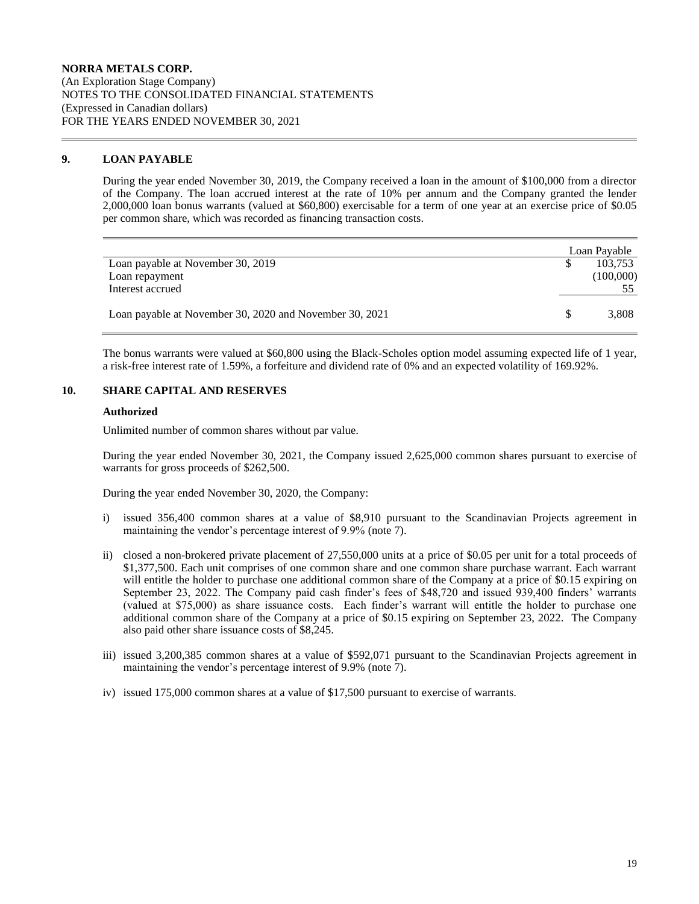**NORRA METALS CORP.**
(An Exploration Stage Company)
NOTES TO THE CONSOLIDATED FINANCIAL STATEMENTS
(Expressed in Canadian dollars)
FOR THE YEARS ENDED NOVEMBER 30, 2021

## 9. LOAN PAYABLE

During the year ended November 30, 2019, the Company received a loan in the amount of $100,000 from a director of the Company. The loan accrued interest at the rate of 10% per annum and the Company granted the lender 2,000,000 loan bonus warrants (valued at $60,800) exercisable for a term of one year at an exercise price of $0.05 per common share, which was recorded as financing transaction costs.

| | | Loan Payable |
|---|---|---|
| Loan payable at November 30, 2019 | $ | 103,753 |
| Loan repayment | | (100,000) |
| Interest accrued | | 55 |
| Loan payable at November 30, 2020 and November 30, 2021 | $ | 3,808 |

The bonus warrants were valued at $60,800 using the Black-Scholes option model assuming expected life of 1 year, a risk-free interest rate of 1.59%, a forfeiture and dividend rate of 0% and an expected volatility of 169.92%.

## 10. SHARE CAPITAL AND RESERVES

**Authorized**

Unlimited number of common shares without par value.

During the year ended November 30, 2021, the Company issued 2,625,000 common shares pursuant to exercise of warrants for gross proceeds of $262,500.

During the year ended November 30, 2020, the Company:

i) issued 356,400 common shares at a value of $8,910 pursuant to the Scandinavian Projects agreement in maintaining the vendor's percentage interest of 9.9% (note 7).

ii) closed a non-brokered private placement of 27,550,000 units at a price of $0.05 per unit for a total proceeds of $1,377,500. Each unit comprises of one common share and one common share purchase warrant. Each warrant will entitle the holder to purchase one additional common share of the Company at a price of $0.15 expiring on September 23, 2022. The Company paid cash finder's fees of $48,720 and issued 939,400 finders' warrants (valued at $75,000) as share issuance costs. Each finder's warrant will entitle the holder to purchase one additional common share of the Company at a price of $0.15 expiring on September 23, 2022. The Company also paid other share issuance costs of $8,245.

iii) issued 3,200,385 common shares at a value of $592,071 pursuant to the Scandinavian Projects agreement in maintaining the vendor's percentage interest of 9.9% (note 7).

iv) issued 175,000 common shares at a value of $17,500 pursuant to exercise of warrants.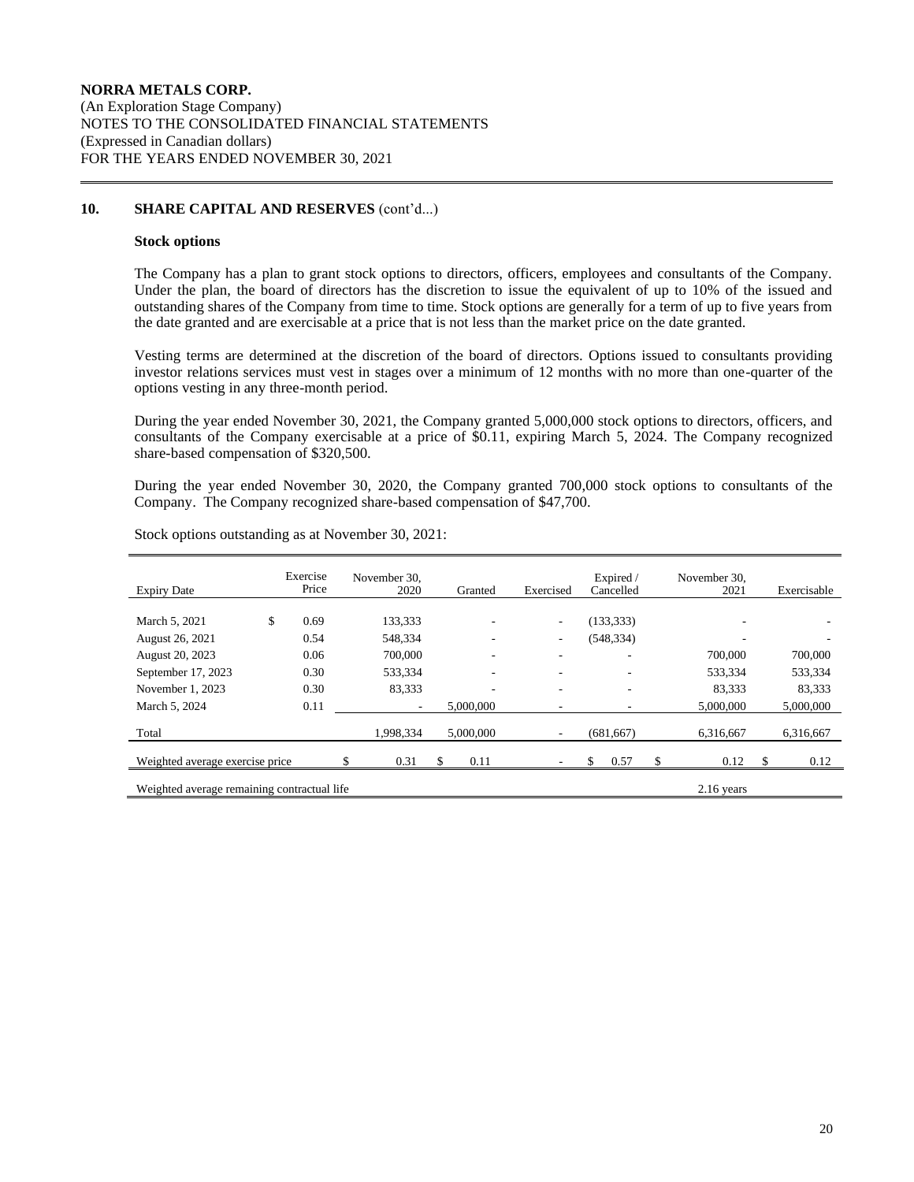**NORRA METALS CORP.**
(An Exploration Stage Company)
NOTES TO THE CONSOLIDATED FINANCIAL STATEMENTS
(Expressed in Canadian dollars)
FOR THE YEARS ENDED NOVEMBER 30, 2021

## 10. SHARE CAPITAL AND RESERVES (cont'd...)

### Stock options

The Company has a plan to grant stock options to directors, officers, employees and consultants of the Company. Under the plan, the board of directors has the discretion to issue the equivalent of up to 10% of the issued and outstanding shares of the Company from time to time. Stock options are generally for a term of up to five years from the date granted and are exercisable at a price that is not less than the market price on the date granted.

Vesting terms are determined at the discretion of the board of directors. Options issued to consultants providing investor relations services must vest in stages over a minimum of 12 months with no more than one-quarter of the options vesting in any three-month period.

During the year ended November 30, 2021, the Company granted 5,000,000 stock options to directors, officers, and consultants of the Company exercisable at a price of $0.11, expiring March 5, 2024. The Company recognized share-based compensation of $320,500.

During the year ended November 30, 2020, the Company granted 700,000 stock options to consultants of the Company. The Company recognized share-based compensation of $47,700.

Stock options outstanding as at November 30, 2021:

| Expiry Date | Exercise Price | November 30, 2020 | Granted | Exercised | Expired / Cancelled | November 30, 2021 | Exercisable |
|---|---|---|---|---|---|---|---|
| March 5, 2021 | $ 0.69 | 133,333 | - | - | (133,333) | - | - |
| August 26, 2021 | 0.54 | 548,334 | - | - | (548,334) | - | - |
| August 20, 2023 | 0.06 | 700,000 | - | - | - | 700,000 | 700,000 |
| September 17, 2023 | 0.30 | 533,334 | - | - | - | 533,334 | 533,334 |
| November 1, 2023 | 0.30 | 83,333 | - | - | - | 83,333 | 83,333 |
| March 5, 2024 | 0.11 | - | 5,000,000 | - | - | 5,000,000 | 5,000,000 |
| Total | | 1,998,334 | 5,000,000 | - | (681,667) | 6,316,667 | 6,316,667 |
| Weighted average exercise price | | $ 0.31 | $ 0.11 | - | $ 0.57 | $ 0.12 | $ 0.12 |
| Weighted average remaining contractual life | | | | | | 2.16 years | |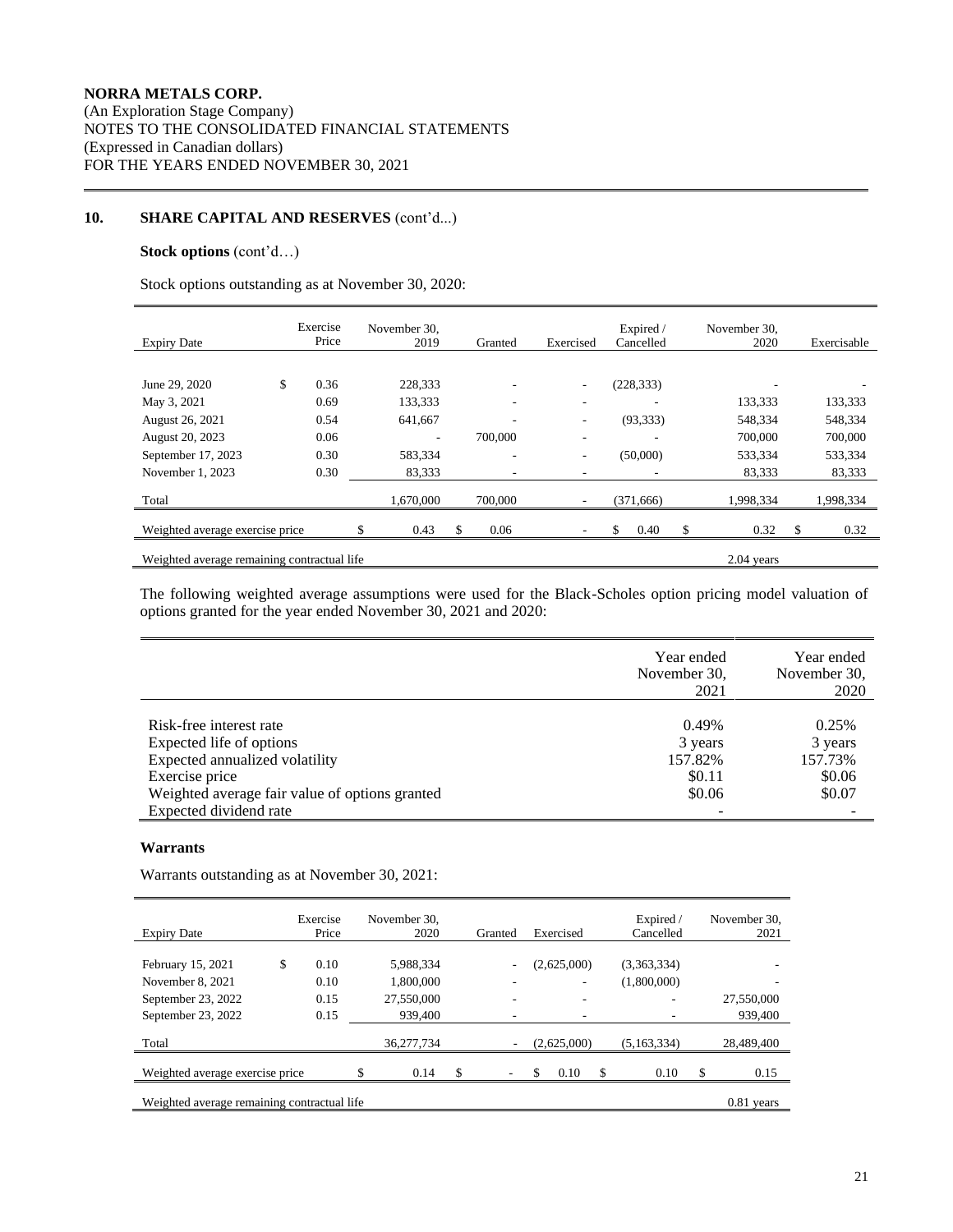**NORRA METALS CORP.**
(An Exploration Stage Company)
NOTES TO THE CONSOLIDATED FINANCIAL STATEMENTS
(Expressed in Canadian dollars)
FOR THE YEARS ENDED NOVEMBER 30, 2021

## 10. SHARE CAPITAL AND RESERVES (cont'd...)

**Stock options** (cont'd…)

Stock options outstanding as at November 30, 2020:

| Expiry Date | Exercise Price | November 30, 2019 | Granted | Exercised | Expired / Cancelled | November 30, 2020 | Exercisable |
|---|---|---|---|---|---|---|---|
| June 29, 2020 | $ 0.36 | 228,333 | - | - | (228,333) | - | - |
| May 3, 2021 | 0.69 | 133,333 | - | - | - | 133,333 | 133,333 |
| August 26, 2021 | 0.54 | 641,667 | - | - | (93,333) | 548,334 | 548,334 |
| August 20, 2023 | 0.06 | - | 700,000 | - | - | 700,000 | 700,000 |
| September 17, 2023 | 0.30 | 583,334 | - | - | (50,000) | 533,334 | 533,334 |
| November 1, 2023 | 0.30 | 83,333 | - | - | - | 83,333 | 83,333 |
| Total | | 1,670,000 | 700,000 | - | (371,666) | 1,998,334 | 1,998,334 |
| Weighted average exercise price | | $ 0.43 | $ 0.06 | - | $ 0.40 | $ 0.32 | $ 0.32 |
| Weighted average remaining contractual life | | | | | | 2.04 years | |

The following weighted average assumptions were used for the Black-Scholes option pricing model valuation of options granted for the year ended November 30, 2021 and 2020:

| | Year ended November 30, 2021 | Year ended November 30, 2020 |
|---|---|---|
| Risk-free interest rate | 0.49% | 0.25% |
| Expected life of options | 3 years | 3 years |
| Expected annualized volatility | 157.82% | 157.73% |
| Exercise price | $0.11 | $0.06 |
| Weighted average fair value of options granted | $0.06 | $0.07 |
| Expected dividend rate | - | - |

**Warrants**

Warrants outstanding as at November 30, 2021:

| Expiry Date | Exercise Price | November 30, 2020 | Granted | Exercised | Expired / Cancelled | November 30, 2021 |
|---|---|---|---|---|---|---|
| February 15, 2021 | $ 0.10 | 5,988,334 | - | (2,625,000) | (3,363,334) | - |
| November 8, 2021 | 0.10 | 1,800,000 | - | - | (1,800,000) | - |
| September 23, 2022 | 0.15 | 27,550,000 | - | - | - | 27,550,000 |
| September 23, 2022 | 0.15 | 939,400 | - | - | - | 939,400 |
| Total | | 36,277,734 | - | (2,625,000) | (5,163,334) | 28,489,400 |
| Weighted average exercise price | | $ 0.14 | $ - | $ 0.10 | $ 0.10 | $ 0.15 |
| Weighted average remaining contractual life | | | | | | 0.81 years |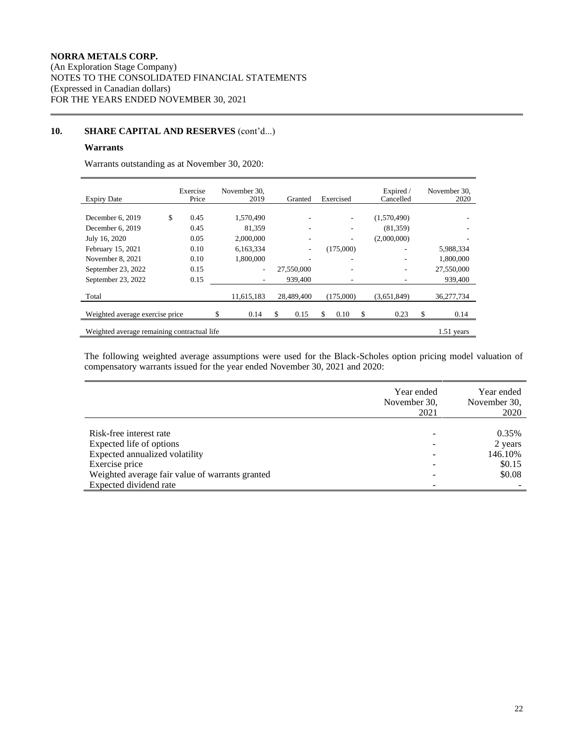**NORRA METALS CORP.**
(An Exploration Stage Company)
NOTES TO THE CONSOLIDATED FINANCIAL STATEMENTS
(Expressed in Canadian dollars)
FOR THE YEARS ENDED NOVEMBER 30, 2021

## 10. SHARE CAPITAL AND RESERVES (cont'd...)

### Warrants

Warrants outstanding as at November 30, 2020:

| Expiry Date | Exercise Price | November 30, 2019 | Granted | Exercised | Expired / Cancelled | November 30, 2020 |
|---|---|---|---|---|---|---|
| December 6, 2019 | $ 0.45 | 1,570,490 | - | - | (1,570,490) | - |
| December 6, 2019 | 0.45 | 81,359 | - | - | (81,359) | - |
| July 16, 2020 | 0.05 | 2,000,000 | - | - | (2,000,000) | - |
| February 15, 2021 | 0.10 | 6,163,334 | - | (175,000) | - | 5,988,334 |
| November 8, 2021 | 0.10 | 1,800,000 | - | - | - | 1,800,000 |
| September 23, 2022 | 0.15 | - | 27,550,000 | - | - | 27,550,000 |
| September 23, 2022 | 0.15 | - | 939,400 | - | - | 939,400 |
| Total | | 11,615,183 | 28,489,400 | (175,000) | (3,651,849) | 36,277,734 |
| Weighted average exercise price | | $ 0.14 | $ 0.15 | $ 0.10 | $ 0.23 | $ 0.14 |
| Weighted average remaining contractual life | | | | | | 1.51 years |

The following weighted average assumptions were used for the Black-Scholes option pricing model valuation of compensatory warrants issued for the year ended November 30, 2021 and 2020:

| | Year ended November 30, 2021 | Year ended November 30, 2020 |
|---|---|---|
| Risk-free interest rate | - | 0.35% |
| Expected life of options | - | 2 years |
| Expected annualized volatility | - | 146.10% |
| Exercise price | - | $0.15 |
| Weighted average fair value of warrants granted | - | $0.08 |
| Expected dividend rate | - | - |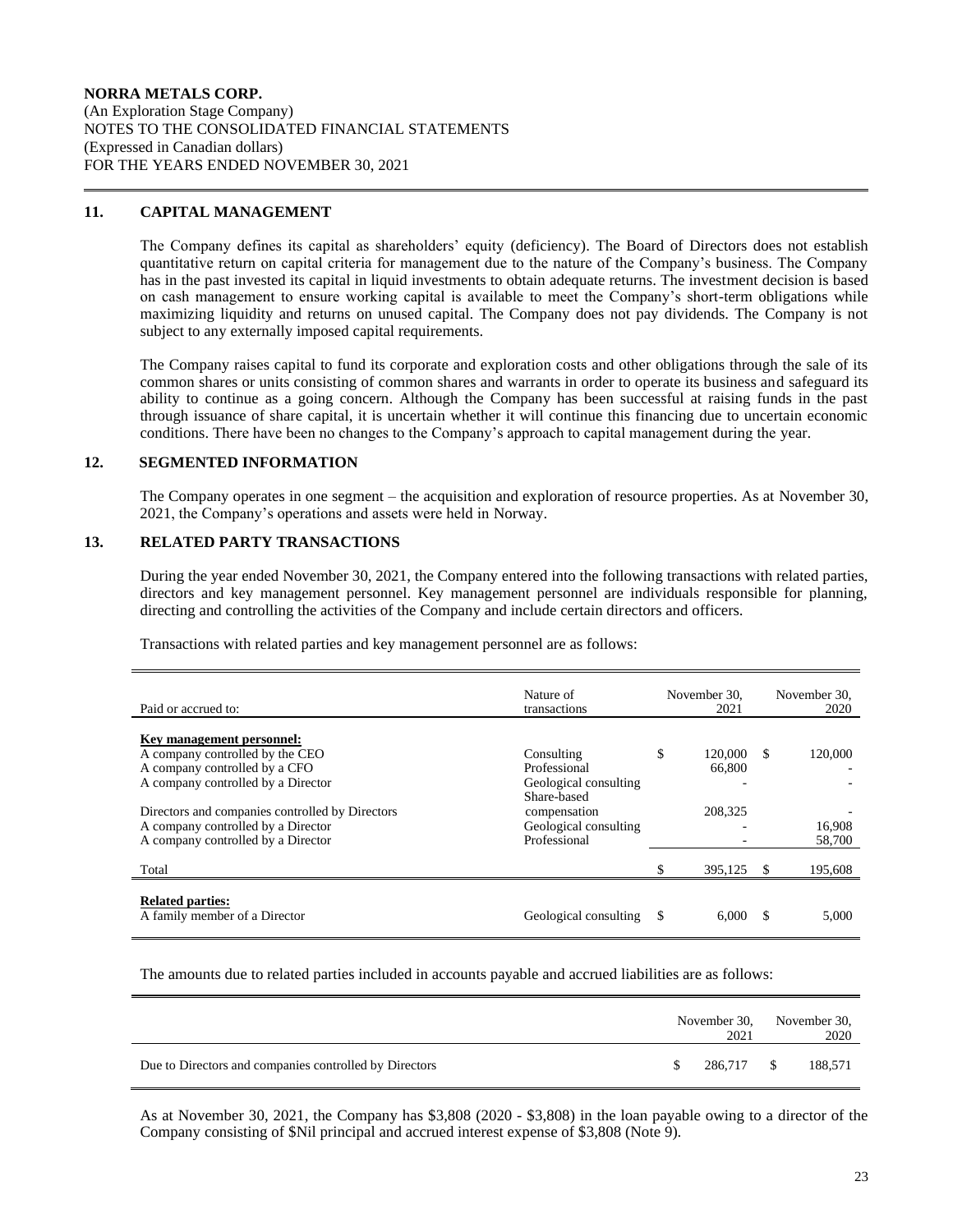**NORRA METALS CORP.**
(An Exploration Stage Company)
NOTES TO THE CONSOLIDATED FINANCIAL STATEMENTS
(Expressed in Canadian dollars)
FOR THE YEARS ENDED NOVEMBER 30, 2021

## 11. CAPITAL MANAGEMENT

The Company defines its capital as shareholders' equity (deficiency). The Board of Directors does not establish quantitative return on capital criteria for management due to the nature of the Company's business. The Company has in the past invested its capital in liquid investments to obtain adequate returns. The investment decision is based on cash management to ensure working capital is available to meet the Company's short-term obligations while maximizing liquidity and returns on unused capital. The Company does not pay dividends. The Company is not subject to any externally imposed capital requirements.

The Company raises capital to fund its corporate and exploration costs and other obligations through the sale of its common shares or units consisting of common shares and warrants in order to operate its business and safeguard its ability to continue as a going concern. Although the Company has been successful at raising funds in the past through issuance of share capital, it is uncertain whether it will continue this financing due to uncertain economic conditions. There have been no changes to the Company's approach to capital management during the year.

## 12. SEGMENTED INFORMATION

The Company operates in one segment – the acquisition and exploration of resource properties. As at November 30, 2021, the Company's operations and assets were held in Norway.

## 13. RELATED PARTY TRANSACTIONS

During the year ended November 30, 2021, the Company entered into the following transactions with related parties, directors and key management personnel. Key management personnel are individuals responsible for planning, directing and controlling the activities of the Company and include certain directors and officers.

Transactions with related parties and key management personnel are as follows:

| Paid or accrued to: | Nature of transactions | November 30, 2021 | November 30, 2020 |
|---|---|---|---|
| **Key management personnel:** | | | |
| A company controlled by the CEO | Consulting | $ 120,000 | $ 120,000 |
| A company controlled by a CFO | Professional | 66,800 | - |
| A company controlled by a Director | Geological consulting | - | - |
| Directors and companies controlled by Directors | Share-based compensation | 208,325 | - |
| A company controlled by a Director | Geological consulting | - | 16,908 |
| A company controlled by a Director | Professional | - | 58,700 |
| Total | | $ 395,125 | $ 195,608 |
| **Related parties:** | | | |
| A family member of a Director | Geological consulting | $ 6,000 | $ 5,000 |

The amounts due to related parties included in accounts payable and accrued liabilities are as follows:

| | November 30, 2021 | November 30, 2020 |
|---|---|---|
| Due to Directors and companies controlled by Directors | $ 286,717 | $ 188,571 |

As at November 30, 2021, the Company has $3,808 (2020 - $3,808) in the loan payable owing to a director of the Company consisting of $Nil principal and accrued interest expense of $3,808 (Note 9).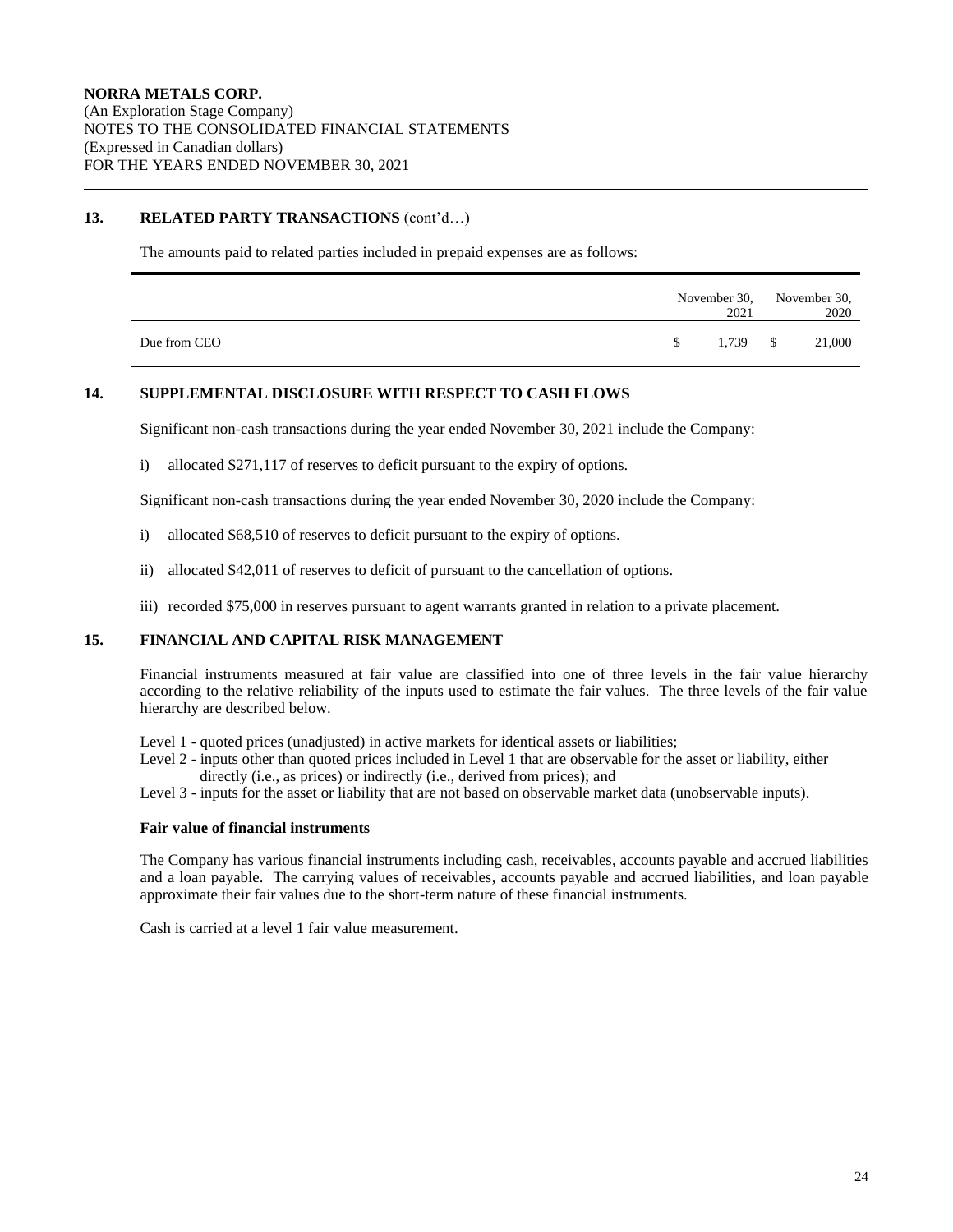**NORRA METALS CORP.**
(An Exploration Stage Company)
NOTES TO THE CONSOLIDATED FINANCIAL STATEMENTS
(Expressed in Canadian dollars)
FOR THE YEARS ENDED NOVEMBER 30, 2021

## 13. RELATED PARTY TRANSACTIONS (cont'd…)

The amounts paid to related parties included in prepaid expenses are as follows:

| | November 30, 2021 | November 30, 2020 |
|---|---|---|
| Due from CEO | $ 1,739 | $ 21,000 |

## 14. SUPPLEMENTAL DISCLOSURE WITH RESPECT TO CASH FLOWS

Significant non-cash transactions during the year ended November 30, 2021 include the Company:

i) allocated $271,117 of reserves to deficit pursuant to the expiry of options.

Significant non-cash transactions during the year ended November 30, 2020 include the Company:

i) allocated $68,510 of reserves to deficit pursuant to the expiry of options.

ii) allocated $42,011 of reserves to deficit of pursuant to the cancellation of options.

iii) recorded $75,000 in reserves pursuant to agent warrants granted in relation to a private placement.

## 15. FINANCIAL AND CAPITAL RISK MANAGEMENT

Financial instruments measured at fair value are classified into one of three levels in the fair value hierarchy according to the relative reliability of the inputs used to estimate the fair values. The three levels of the fair value hierarchy are described below.

Level 1 - quoted prices (unadjusted) in active markets for identical assets or liabilities;
Level 2 - inputs other than quoted prices included in Level 1 that are observable for the asset or liability, either directly (i.e., as prices) or indirectly (i.e., derived from prices); and
Level 3 - inputs for the asset or liability that are not based on observable market data (unobservable inputs).

**Fair value of financial instruments**

The Company has various financial instruments including cash, receivables, accounts payable and accrued liabilities and a loan payable. The carrying values of receivables, accounts payable and accrued liabilities, and loan payable approximate their fair values due to the short-term nature of these financial instruments.

Cash is carried at a level 1 fair value measurement.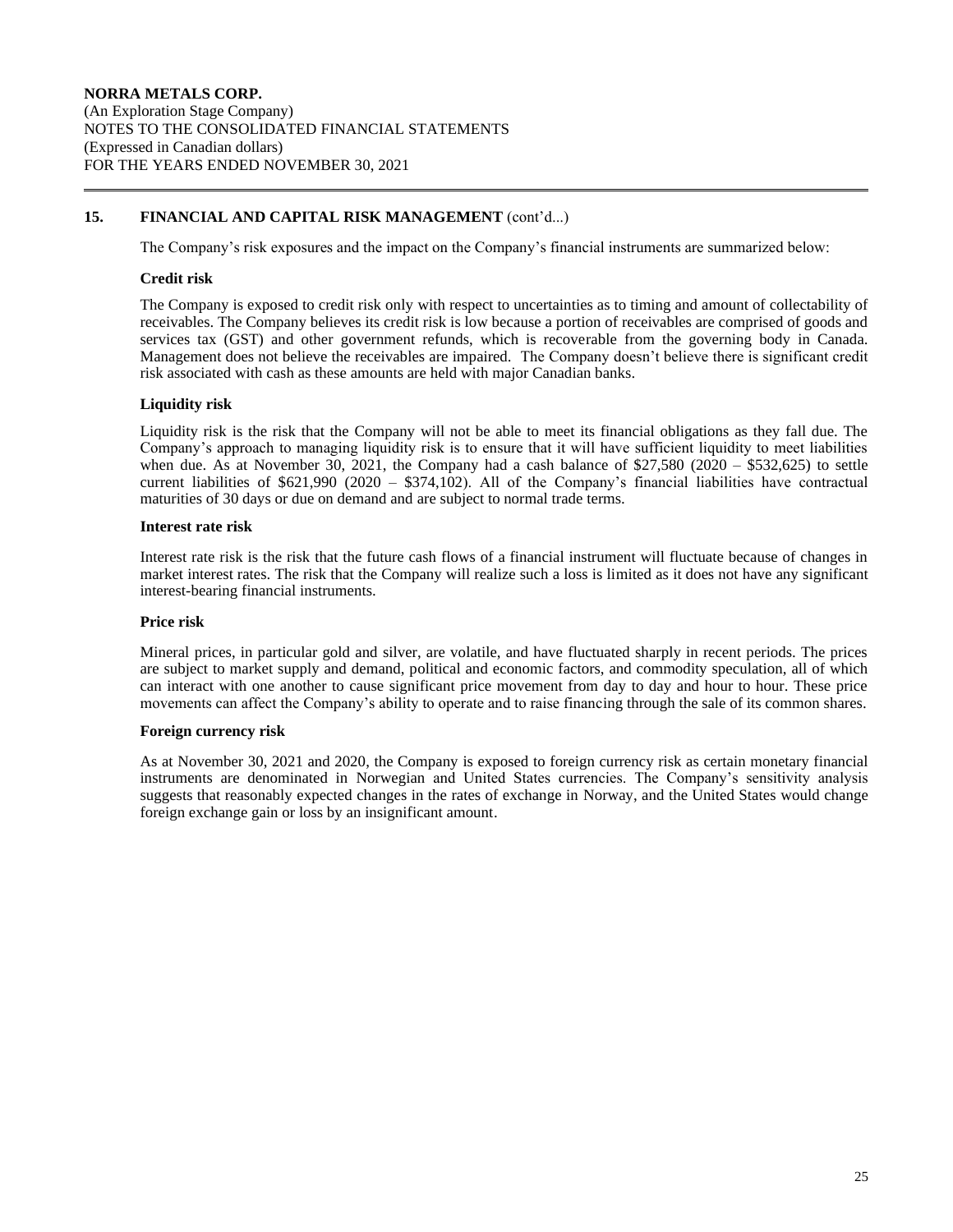## 15. FINANCIAL AND CAPITAL RISK MANAGEMENT (cont'd...)

The Company's risk exposures and the impact on the Company's financial instruments are summarized below:

### Credit risk

The Company is exposed to credit risk only with respect to uncertainties as to timing and amount of collectability of receivables. The Company believes its credit risk is low because a portion of receivables are comprised of goods and services tax (GST) and other government refunds, which is recoverable from the governing body in Canada. Management does not believe the receivables are impaired. The Company doesn't believe there is significant credit risk associated with cash as these amounts are held with major Canadian banks.

### Liquidity risk

Liquidity risk is the risk that the Company will not be able to meet its financial obligations as they fall due. The Company's approach to managing liquidity risk is to ensure that it will have sufficient liquidity to meet liabilities when due. As at November 30, 2021, the Company had a cash balance of $27,580 (2020 – $532,625) to settle current liabilities of $621,990 (2020 – $374,102). All of the Company's financial liabilities have contractual maturities of 30 days or due on demand and are subject to normal trade terms.

### Interest rate risk

Interest rate risk is the risk that the future cash flows of a financial instrument will fluctuate because of changes in market interest rates. The risk that the Company will realize such a loss is limited as it does not have any significant interest-bearing financial instruments.

### Price risk

Mineral prices, in particular gold and silver, are volatile, and have fluctuated sharply in recent periods. The prices are subject to market supply and demand, political and economic factors, and commodity speculation, all of which can interact with one another to cause significant price movement from day to day and hour to hour. These price movements can affect the Company's ability to operate and to raise financing through the sale of its common shares.

### Foreign currency risk

As at November 30, 2021 and 2020, the Company is exposed to foreign currency risk as certain monetary financial instruments are denominated in Norwegian and United States currencies. The Company's sensitivity analysis suggests that reasonably expected changes in the rates of exchange in Norway, and the United States would change foreign exchange gain or loss by an insignificant amount.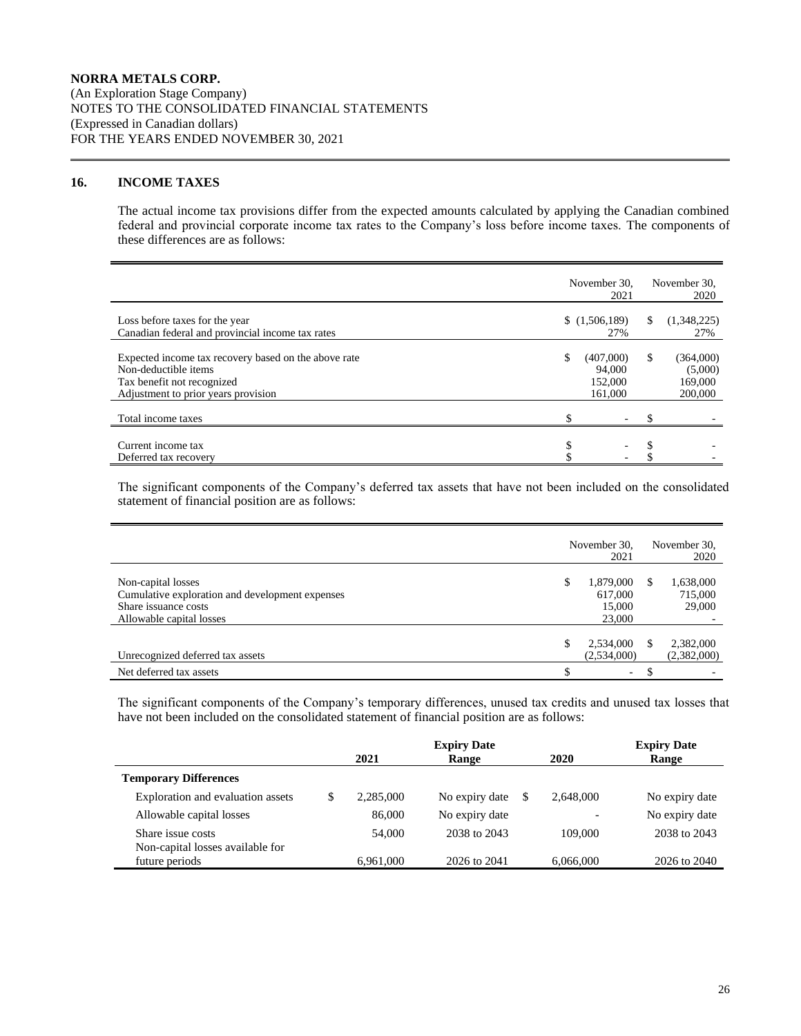**NORRA METALS CORP.**
(An Exploration Stage Company)
NOTES TO THE CONSOLIDATED FINANCIAL STATEMENTS
(Expressed in Canadian dollars)
FOR THE YEARS ENDED NOVEMBER 30, 2021

## 16. INCOME TAXES

The actual income tax provisions differ from the expected amounts calculated by applying the Canadian combined federal and provincial corporate income tax rates to the Company's loss before income taxes. The components of these differences are as follows:

| | November 30, 2021 | November 30, 2020 |
|---|---|---|
| Loss before taxes for the year | $ (1,506,189) | $ (1,348,225) |
| Canadian federal and provincial income tax rates | 27% | 27% |
| Expected income tax recovery based on the above rate | $ (407,000) | $ (364,000) |
| Non-deductible items | 94,000 | (5,000) |
| Tax benefit not recognized | 152,000 | 169,000 |
| Adjustment to prior years provision | 161,000 | 200,000 |
| Total income taxes | $ - | $ - |
| Current income tax | $ - | $ - |
| Deferred tax recovery | $ - | $ - |

The significant components of the Company's deferred tax assets that have not been included on the consolidated statement of financial position are as follows:

| | November 30, 2021 | November 30, 2020 |
|---|---|---|
| Non-capital losses | $ 1,879,000 | $ 1,638,000 |
| Cumulative exploration and development expenses | 617,000 | 715,000 |
| Share issuance costs | 15,000 | 29,000 |
| Allowable capital losses | 23,000 | - |
| | $ 2,534,000 | $ 2,382,000 |
| Unrecognized deferred tax assets | (2,534,000) | (2,382,000) |
| Net deferred tax assets | $ - | $ - |

The significant components of the Company's temporary differences, unused tax credits and unused tax losses that have not been included on the consolidated statement of financial position are as follows:

| | 2021 | Expiry Date Range | 2020 | Expiry Date Range |
|---|---|---|---|---|
| **Temporary Differences** | | | | |
| Exploration and evaluation assets | $ 2,285,000 | No expiry date | $ 2,648,000 | No expiry date |
| Allowable capital losses | 86,000 | No expiry date | - | No expiry date |
| Share issue costs | 54,000 | 2038 to 2043 | 109,000 | 2038 to 2043 |
| Non-capital losses available for future periods | 6,961,000 | 2026 to 2041 | 6,066,000 | 2026 to 2040 |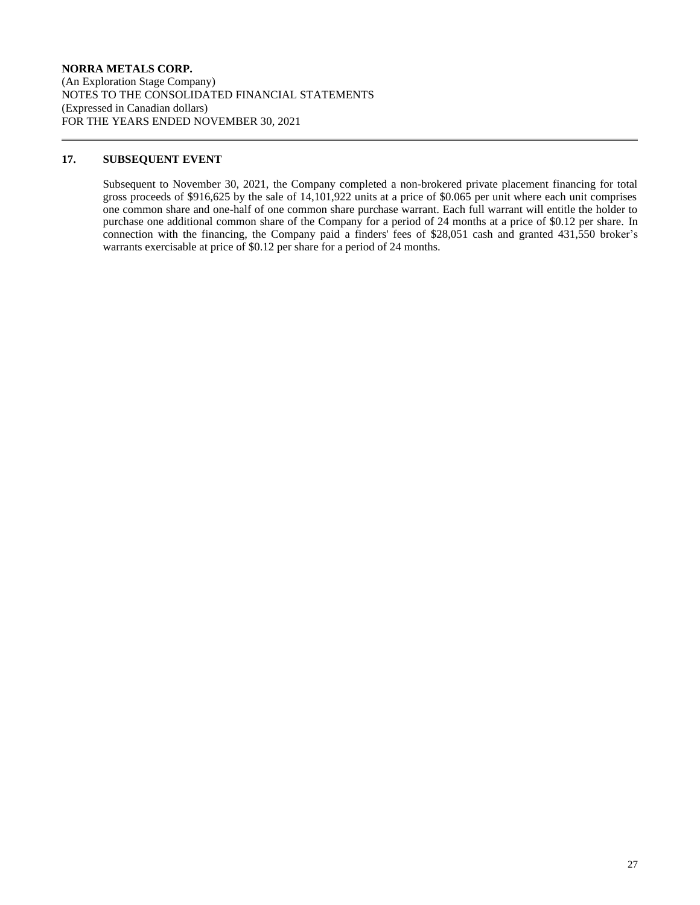## 17. SUBSEQUENT EVENT

Subsequent to November 30, 2021, the Company completed a non-brokered private placement financing for total gross proceeds of $916,625 by the sale of 14,101,922 units at a price of $0.065 per unit where each unit comprises one common share and one-half of one common share purchase warrant. Each full warrant will entitle the holder to purchase one additional common share of the Company for a period of 24 months at a price of $0.12 per share. In connection with the financing, the Company paid a finders' fees of $28,051 cash and granted 431,550 broker's warrants exercisable at price of $0.12 per share for a period of 24 months.